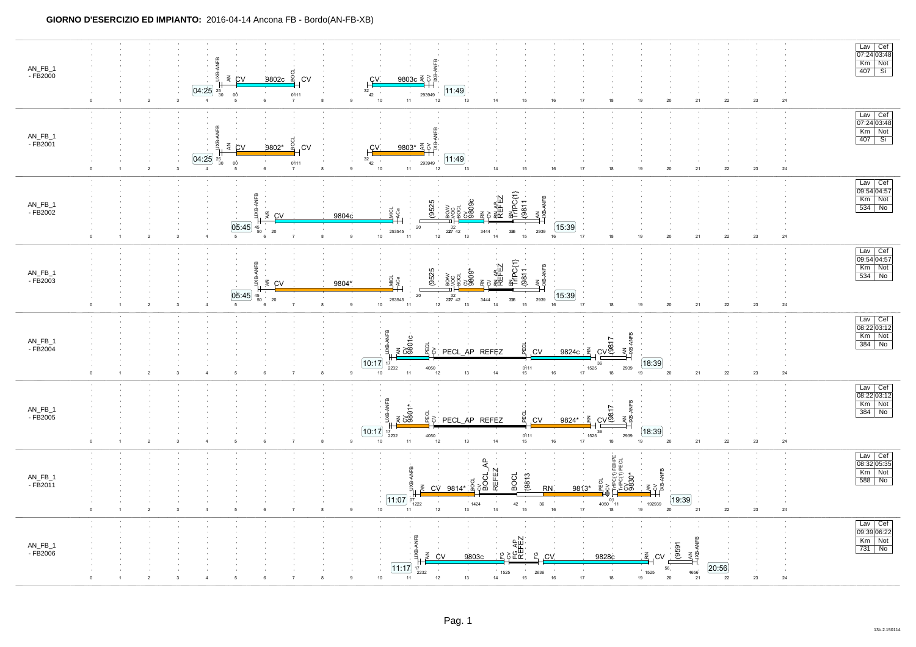**GIORNO D'ESERCIZIO ED IMPIANTO:** 2016-04-14 Ancona FB - Bordo(AN-FB-XB)

## AN_FB_1 - FB2000

UXB-ANFB · AN · CV · 9802c · BOCL · CV · CV · 9803c · AN · CV · IXB-ANFB

Start: 04:25 — End: 11:49

Minutes: 25 30 00 01 11 · 32 42 29 39 49

| Lav | Cef |
|---|---|
| 07:24 | 03:48 |
| Km | Not |
| 407 | Si |

## AN_FB_1 - FB2001

UXB-ANFB · AN · CV · 9802* · BOCL · CV · CV · 9803* · AN · CV · IXB-ANFB

Start: 04:25 — End: 11:49

Minutes: 25 30 00 01 11 · 32 42 29 39 49

| Lav | Cef |
|---|---|
| 07:24 | 03:48 |
| Km | Not |
| 407 | Si |

## AN_FB_1 - FB2002

UXB-ANFB · AN · CV · 9804c · MCL · ACa · (9525 · BOAV · VOC · BOCL · CV · 9809c · RN · CV · RN_AP · REFEZ · RN · TrPC(1) · (9811 · AN · IXB-ANFB

Start: 05:45 — End: 15:39

Minutes: 45 50 20 · 25 35 45 · 20 · 32 · 22 27 42 · 34 44 · 33 36 · 29 39

| Lav | Cef |
|---|---|
| 09:54 | 04:57 |
| Km | Not |
| 534 | No |

## AN_FB_1 - FB2003

UXB-ANFB · AN · CV · 9804* · MCL · ACa · (9525 · BOAV · VOC · BOCL · CV · 9809* · RN · CV · RN_AP · REFEZ · RN · TrPC(1) · (9811 · AN · IXB-ANFB

Start: 05:45 — End: 15:39

Minutes: 45 50 20 · 25 35 45 · 20 · 32 · 22 27 42 · 34 44 · 33 36 · 29 39

| Lav | Cef |
|---|---|
| 09:54 | 04:57 |
| Km | Not |
| 534 | No |

## AN_FB_1 - FB2004

UXB-ANFB · AN · CV · 9801c · PECL · CV · PECL_AP REFEZ · PECL · CV · 9824c · RN · CV · (9817 · AN · IXB-ANFB

Start: 10:17 — End: 18:39

Minutes: 17 22 32 · 40 50 · 01 11 · 15 25 · 36 · 29 39

| Lav | Cef |
|---|---|
| 08:22 | 03:12 |
| Km | Not |
| 384 | No |

## AN_FB_1 - FB2005

UXB-ANFB · AN · CV · 9801* · PECL · CV · PECL_AP REFEZ · PECL · CV · 9824* · RN · CV · (9817 · AN · IXB-ANFB

Start: 10:17 — End: 18:39

Minutes: 17 22 32 · 40 50 · 01 11 · 15 25 · 36 · 29 39

| Lav | Cef |
|---|---|
| 08:22 | 03:12 |
| Km | Not |
| 384 | No |

## AN_FB_1 - FB2011

UXB-ANFB · AN · CV · 9814* · BOCL · CV · BOCL_AP · REFEZ · BOCL · (9813 · RN · 9813* · PECL · CV · FBHPE · TrPC(1) · PECL · CV · 9830* · AN · CV · IXB-ANFB

Start: 11:07 — End: 19:39

Minutes: 07 12 22 · 14 24 · 42 · 36 · 40 50 · 01 11 · 19 29 39

| Lav | Cef |
|---|---|
| 08:32 | 05:35 |
| Km | Not |
| 588 | No |

## AN_FB_1 - FB2006

UXB-ANFB · AN · CV · 9803c · FG · CV · FG_AP · REFEZ · FG · CV · 9828c · RN · CV · (9591 · AN · IXB-ANFB

Start: 11:17 — End: 20:56

Minutes: 17 22 32 · 15 25 · 26 36 · 15 25 · 56 · 46 56

| Lav | Cef |
|---|---|
| 09:39 | 06:22 |
| Km | Not |
| 731 | No |

13b.2.150114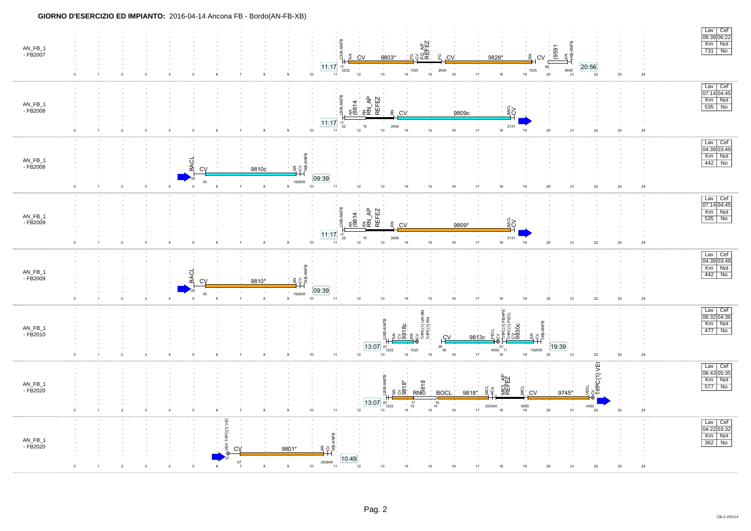**GIORNO D'ESERCIZIO ED IMPIANTO:** 2016-04-14 Ancona FB - Bordo(AN-FB-XB)

| Turno | Inizio | Servizi | Fine | Lav | Cef | Km | Not |
|---|---|---|---|---|---|---|---|
| AN_FB_1 - FB2007 | 11:17 | UXB-ANFB, AN, CV 9803*, FG, CV, FG AP, REFEZ, FG, CV 9828*, RN, CV (9591, AN, UXB-ANFB | 20:56 | 09:39 | 06:22 | 731 | No |
| AN_FB_1 - FB2008 | 11:17 | UXB-ANFB, AN (9814, RN, RN_AP, REFEZ, RN, CV 9809c, BACL, CV | | 07:14 | 04:45 | 535 | No |
| AN_FB_1 - FB2008 | | BACL, CV 9810c, AN, CV, UXB-ANFB | 09:39 | 04:39 | 03:49 | 442 | No |
| AN_FB_1 - FB2009 | 11:17 | UXB-ANFB, AN (9814, RN, RN_AP, REFEZ, RN, CV 9809*, BACL, CV | | 07:14 | 04:45 | 535 | No |
| AN_FB_1 - FB2009 | | BACL, CV 9810*, AN, CV, UXB-ANFB | 09:39 | 04:39 | 03:49 | 442 | No |
| AN_FB_1 - FB2010 | 13:07 | UXB-ANFB, AN, CV 9818c, RN, CV, TrPC(1) UR-RN, TrPC(1) RN, CV 9813c, PECL, CV, TrPC(1) FBHPE, TrPC(1) PECL, CV 6830c, AN, CV, UXB-ANFB | 19:39 | 06:32 | 04:36 | 477 | No |
| AN_FB_1 - FB2020 | 13:07 | UXB-ANFB, AN, CV 9818*, RN (9818, BOCL 9818*, MICL, ACa, MICL_AP, REFEZ, MICL, CV 9745*, VESL, CV, TrPC(1) VEI | | 08:43 | 05:35 | 577 | No |
| AN_FB_1 - FB2020 | | VEH TrPC(1) VES, CV 9801*, AN, CV, UXB-ANFB | 10:49 | 04:22 | 03:32 | 362 | No |

13b.2.150114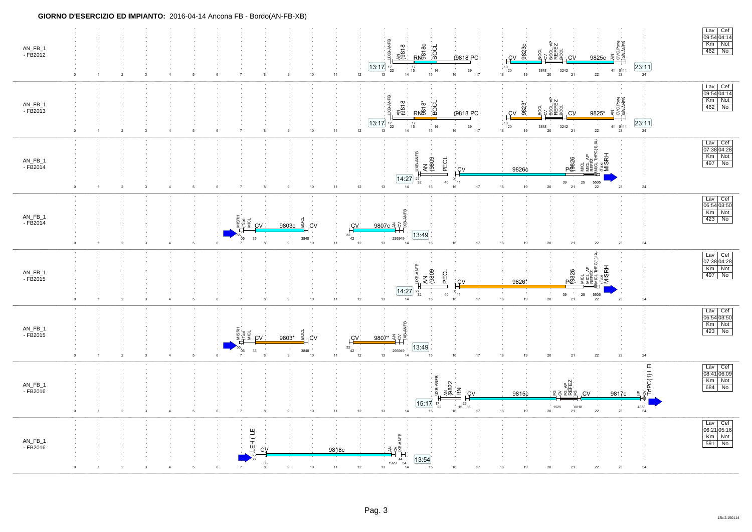**GIORNO D'ESERCIZIO ED IMPIANTO:** 2016-04-14 Ancona FB - Bordo(AN-FB-XB)

AN_FB_1 - FB2012

UXB-ANFB, AN (9818, RN 9818c, BOCL, (9818 PC, CV, 9823c, BOCL, CV, BOCL_AP, REFEZ, BOCL, CV, 9825c, AN, CVC Porta, XB-ANFB

13:17 — 23:11

| Lav | Cef |
|---|---|
| 09:54 | 04:14 |
| Km | Not |
| 462 | No |

AN_FB_1 - FB2013

UXB-ANFB, AN (9818, RN 9818*, BOCL, (9818 PC, CV, 9823*, BOCL, CV, BOCL_AP, REFEZ, BOCL, CV, 9825*, AN, CVC Porta, XB-ANFB

13:17 — 23:11

| Lav | Cef |
|---|---|
| 09:54 | 04:14 |
| Km | Not |
| 462 | No |

AN_FB_1 - FB2014

UXB-ANFB, AN (9809, PECL, CV, 9826c, P (9826, MICL, MICL_AP, REFEZ, MICL, TrPC(1) IX, (Taxi, MISRH

14:27

| Lav | Cef |
|---|---|
| 07:38 | 04:28 |
| Km | Not |
| 497 | No |

AN_FB_1 - FB2014

MISRH, (Taxi, MICL, CV, 9803c, BOCL, CV, CV, 9807c, AN, CV, XB-ANFB

13:49

| Lav | Cef |
|---|---|
| 06:54 | 03:50 |
| Km | Not |
| 423 | No |

AN_FB_1 - FB2015

UXB-ANFB, AN (9809, PECL, CV, 9826*, P (9826, MICL, MICL_AP, REFEZ, MICL, TrPC(1) IX, (Taxi, MISRH

14:27

| Lav | Cef |
|---|---|
| 07:38 | 04:28 |
| Km | Not |
| 497 | No |

AN_FB_1 - FB2015

MISRH, (Taxi, MICL, CV, 9803*, BOCL, CV, CV, 9807*, AN, CV, XB-ANFB

13:49

| Lav | Cef |
|---|---|
| 06:54 | 03:50 |
| Km | Not |
| 423 | No |

AN_FB_1 - FB2016

UXB-ANFB, AN (9822, RN, CV, 9815c, FG, CV, FG_AP, REFEZ, FG, CV, 9817c, LE, CV, TrPC(1) LEI

15:17

| Lav | Cef |
|---|---|
| 08:41 | 06:09 |
| Km | Not |
| 684 | No |

AN_FB_1 - FB2016

LEH ( LE, CV, 9818c, AN, CV, XB-ANFB

13:54

| Lav | Cef |
|---|---|
| 06:21 | 05:16 |
| Km | Not |
| 591 | No |

13b.2.150114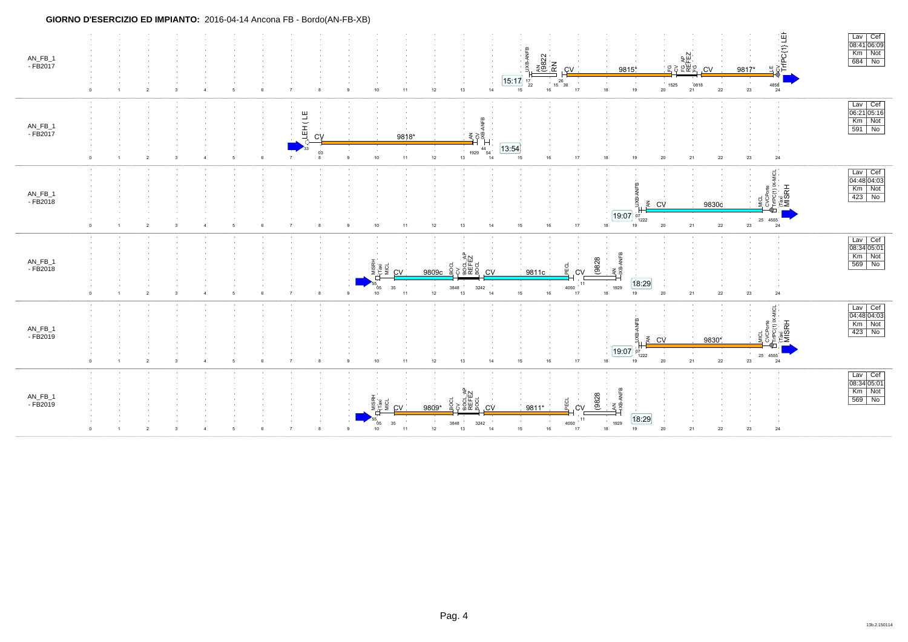**GIORNO D'ESERCIZIO ED IMPIANTO:** 2016-04-14 Ancona FB - Bordo(AN-FB-XB)

AN_FB_1 - FB2017

UXB-ANFB AN (9822 RN CV 9815* FG CV FG_AP REFEZ FG CV 9817* LE CV TrfPC(1) LEH

15:17 17 22 26 15 36 1525 0818 4858

| Lav | Cef |
|---|---|
| 08:41 | 06:09 |
| Km | Not |
| 684 | No |

AN_FB_1 - FB2017

LEH (LE CV 9818* AN CV XB-ANFB

33 03 44 1929 54 13:54

| Lav | Cef |
|---|---|
| 06:21 | 05:16 |
| Km | Not |
| 591 | No |

AN_FB_1 - FB2018

UXB-ANFB AN CV 9830c MICL CVCPorte TrfPC(1) IX-MICL Taxi MISRH

19:07 07 1222 25 4555

| Lav | Cef |
|---|---|
| 04:48 | 04:03 |
| Km | Not |
| 423 | No |

AN_FB_1 - FB2018

MISRH Taxi MICL CV 9809c BOCL CV BOCL_AP REFEZ BOCL CV 9811c PECL CV (9828 AN XB-ANFB

55 05 35 3848 3242 4050 11 1929 18:29

| Lav | Cef |
|---|---|
| 08:34 | 05:01 |
| Km | Not |
| 569 | No |

AN_FB_1 - FB2019

UXB-ANFB AN CV 9830* MICL CVCPorte TrfPC(1) IX-MICL Taxi MISRH

19:07 07 1222 25 4555

| Lav | Cef |
|---|---|
| 04:48 | 04:03 |
| Km | Not |
| 423 | No |

AN_FB_1 - FB2019

MISRH Taxi MICL CV 9809* BOCL CV BOCL_AP REFEZ BOCL CV 9811* PECL CV (9828 AN XB-ANFB

55 05 35 3848 3242 4050 11 1929 18:29

| Lav | Cef |
|---|---|
| 08:34 | 05:01 |
| Km | Not |
| 569 | No |

13b.2.150114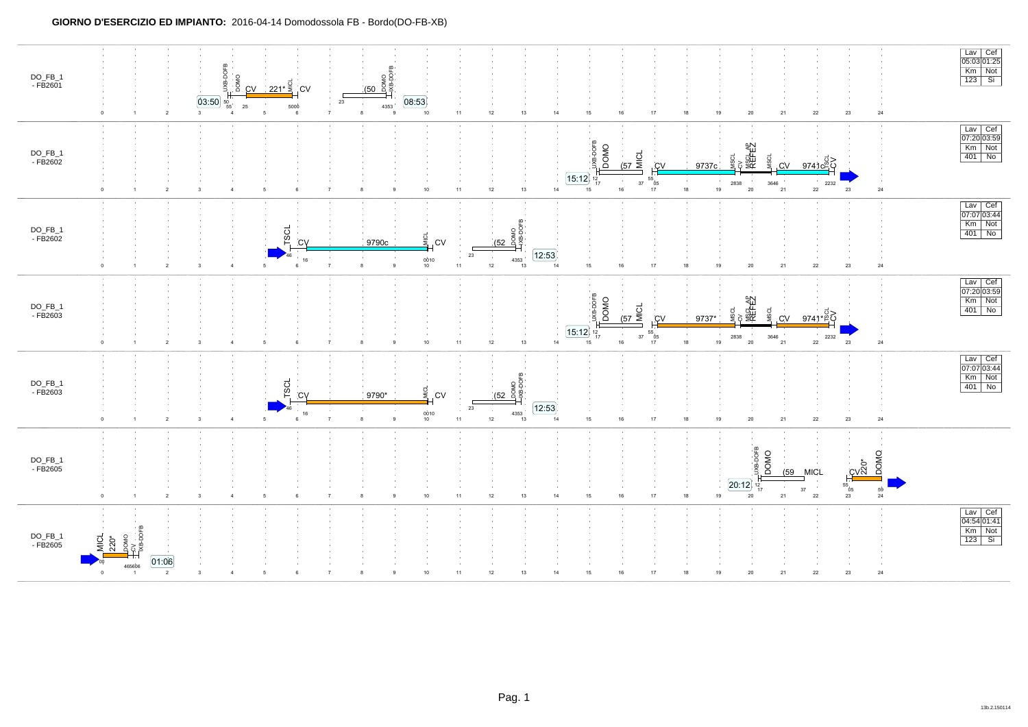**GIORNO D'ESERCIZIO ED IMPIANTO:** 2016-04-14 Domodossola FB - Bordo(DO-FB-XB)

## DO_FB_1 - FB2601

03:50 — UXB-DOFB 50 — DOMO 55 — CV 25 — 221* — MICL 5000 — CV — (50 23 — DOMO 4353 — UXB-DOFB — 08:53

| Lav | Cef |
|---|---|
| 05:03 | 01:25 |
| Km | Not |
| 123 | Si |

## DO_FB_1 - FB2602

15:12 — UXB-DOFB 12 — DOMO 17 — (57 — MICL 37 — CV 55 05 — 9737c — MSCL 2838 — CV — MSCL_AP — REFEZ — MSCL 3646 — CV — 9741c 2232 — TSCL — CV

| Lav | Cef |
|---|---|
| 07:20 | 03:59 |
| Km | Not |
| 401 | No |

## DO_FB_1 - FB2602

TSCL 46 — CV 16 — 9790c — MICL 0010 — CV — (52 23 — DOMO 4353 — UXB-DOFB — 12:53

| Lav | Cef |
|---|---|
| 07:07 | 03:44 |
| Km | Not |
| 401 | No |

## DO_FB_1 - FB2603

15:12 — UXB-DOFB 12 — DOMO 17 — (57 — MICL 37 — CV 55 05 — 9737* — MSCL 2838 — CV — MSCL_AP — REFEZ — MSCL 3646 — CV — 9741* 2232 — TSCL — CV

| Lav | Cef |
|---|---|
| 07:20 | 03:59 |
| Km | Not |
| 401 | No |

## DO_FB_1 - FB2603

TSCL 46 — CV 16 — 9790* — MICL 0010 — CV — (52 23 — DOMO 4353 — UXB-DOFB — 12:53

| Lav | Cef |
|---|---|
| 07:07 | 03:44 |
| Km | Not |
| 401 | No |

## DO_FB_1 - FB2605

20:12 — UXB-DOFB 12 — DOMO 17 — (59 — MICL 37 — CV 55 05 — 220* — DOMO 59

## DO_FB_1 - FB2605

MICL 00 — 220* — DOMO 4656 — CV 06 — UXB-DOFB — 01:06

| Lav | Cef |
|---|---|
| 04:54 | 01:41 |
| Km | Not |
| 123 | Si |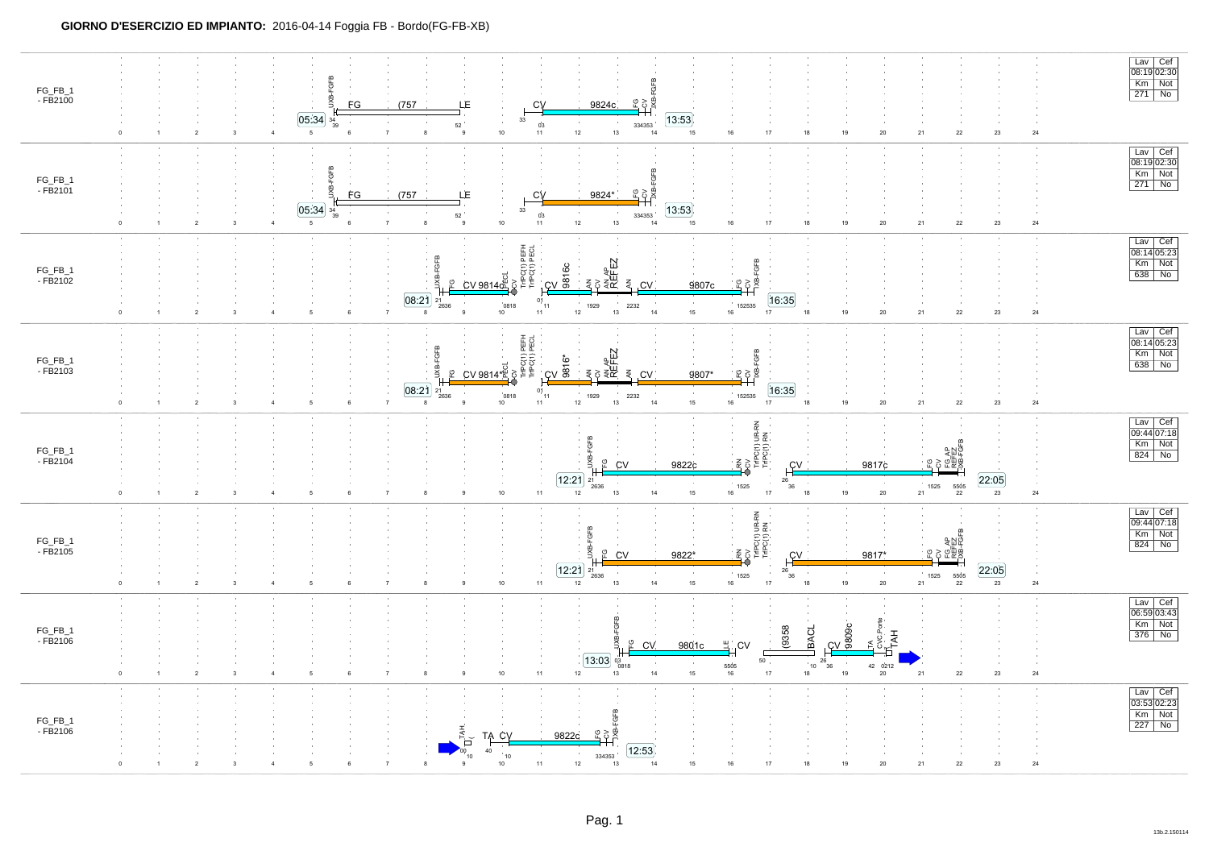**GIORNO D'ESERCIZIO ED IMPIANTO:** 2016-04-14 Foggia FB - Bordo(FG-FB-XB)

| Turno | Inizio | Servizi | Fine | Lav | Cef | Km | Not |
|---|---|---|---|---|---|---|---|
| FG_FB_1 - FB2100 | 05:34 | UXB-FGFB; FG (757 LE; CV 9824c FG CV TXB-FGFB | 13:53 | 08:19 | 02:30 | 271 | No |
| FG_FB_1 - FB2101 | 05:34 | UXB-FGFB; FG (757 LE; CV 9824* FG CV TXB-FGFB | 13:53 | 08:19 | 02:30 | 271 | No |
| FG_FB_1 - FB2102 | 08:21 | UXB-FGFB; FG CV 9814c PECL CV; TrPC(1) PEFH TrPC(1) PECL; CV 9816c AN CV AN AP REFEZ AN; CV 9807c FG CV TXB-FGFB | 16:35 | 08:14 | 05:23 | 638 | No |
| FG_FB_1 - FB2103 | 08:21 | UXB-FGFB; FG CV 9814* PECL CV; TrPC(1) PEFH TrPC(1) PECL; CV 9816* AN CV AN AP REFEZ AN; CV 9807* FG CV TXB-FGFB | 16:35 | 08:14 | 05:23 | 638 | No |
| FG_FB_1 - FB2104 | 12:21 | UXB-FGFB; FG CV 9822c RN CV; TrPC(1) UR-RN TrPC(1) RN; CV 9817c FG CV FG AP REFEZ TXB-FGFB | 22:05 | 09:44 | 07:18 | 824 | No |
| FG_FB_1 - FB2105 | 12:21 | UXB-FGFB; FG CV 9822* RN CV; TrPC(1) UR-RN TrPC(1) RN; CV 9817* FG CV FG AP REFEZ TXB-FGFB | 22:05 | 09:44 | 07:18 | 824 | No |
| FG_FB_1 - FB2106 | 13:03 | UXB-FGFB; FG CV 9801c LE CV; (9358 BACL; CV 9809c TA CVC Ponte TAH | | 06:59 | 03:43 | 376 | No |
| FG_FB_1 - FB2106 | | TAH; TA CV 9822c FG CV TXB-FGFB | 12:53 | 03:53 | 02:23 | 227 | No |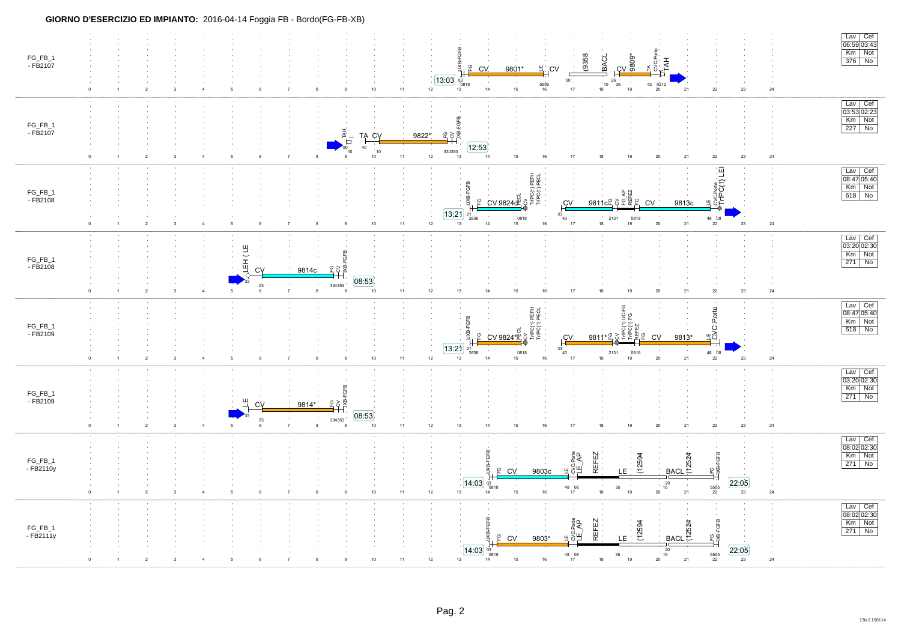**GIORNO D'ESERCIZIO ED IMPIANTO:** 2016-04-14 Foggia FB - Bordo(FG-FB-XB)

## FG_FB_1 - FB2107

| Lav | Cef |
|---|---|
| 06:59 | 03:43 |
| Km | Not |
| 376 | No |

13:03 UXB-FGFB FG CV 9801* LE CV (9358 BACL CV 9809* TA CVC.Porte TAH

03 0818 5505 50 10 26 36 42 0212

## FG_FB_1 - FB2107

| Lav | Cef |
|---|---|
| 03:53 | 02:23 |
| Km | Not |
| 227 | No |

TAH TA CV 9822* FG CV UXB-FGFB 12:53

00 10 40 10 334353

## FG_FB_1 - FB2108

| Lav | Cef |
|---|---|
| 08:47 | 05:40 |
| Km | Not |
| 618 | No |

13:21 UXB-FGFB FG CV 9824c PECL CV TrPC(1) PEFH TrPC(1) PECL CV 9811c FG CV FG_AP REFEZ FG CV 9813c LE CVC.Porte TrPC(1) LEI

21 2636 0818 33 43 2131 0818 48 08

## FG_FB_1 - FB2108

| Lav | Cef |
|---|---|
| 03:20 | 02:30 |
| Km | Not |
| 271 | No |

LEH ( LE CV 9814c FG CV UXB-FGFB 08:53

33 03 334353

## FG_FB_1 - FB2109

| Lav | Cef |
|---|---|
| 08:47 | 05:40 |
| Km | Not |
| 618 | No |

13:21 UXB-FGFB FG CV 9824* PECL CV TrPC(1) PEFH TrPC(1) PECL CV 9811* FG CV TrPC(1) UC-FG TrPC(1) FG REFEZ FG CV 9813* LE CVC.Porte

21 2636 0818 33 43 2131 0818 48 08

## FG_FB_1 - FB2109

| Lav | Cef |
|---|---|
| 03:20 | 02:30 |
| Km | Not |
| 271 | No |

LE CV 9814* FG CV UXB-FGFB 08:53

33 03 334353

## FG_FB_1 - FB2110y

| Lav | Cef |
|---|---|
| 08:02 | 02:30 |
| Km | Not |
| 271 | No |

14:03 UXB-FGFB FG CV 9803c LE CVC.Porte LE_AP REFEZ LE (12594 BACL (12524 FG UXB-FGFB 22:05

03 0818 48 08 35 20 15 5505

## FG_FB_1 - FB2111y

| Lav | Cef |
|---|---|
| 08:02 | 02:30 |
| Km | Not |
| 271 | No |

14:03 UXB-FGFB FG CV 9803* LE CVC.Porte LE_AP REFEZ LE (12594 BACL (12524 FG UXB-FGFB 22:05

03 0818 48 08 35 20 15 5505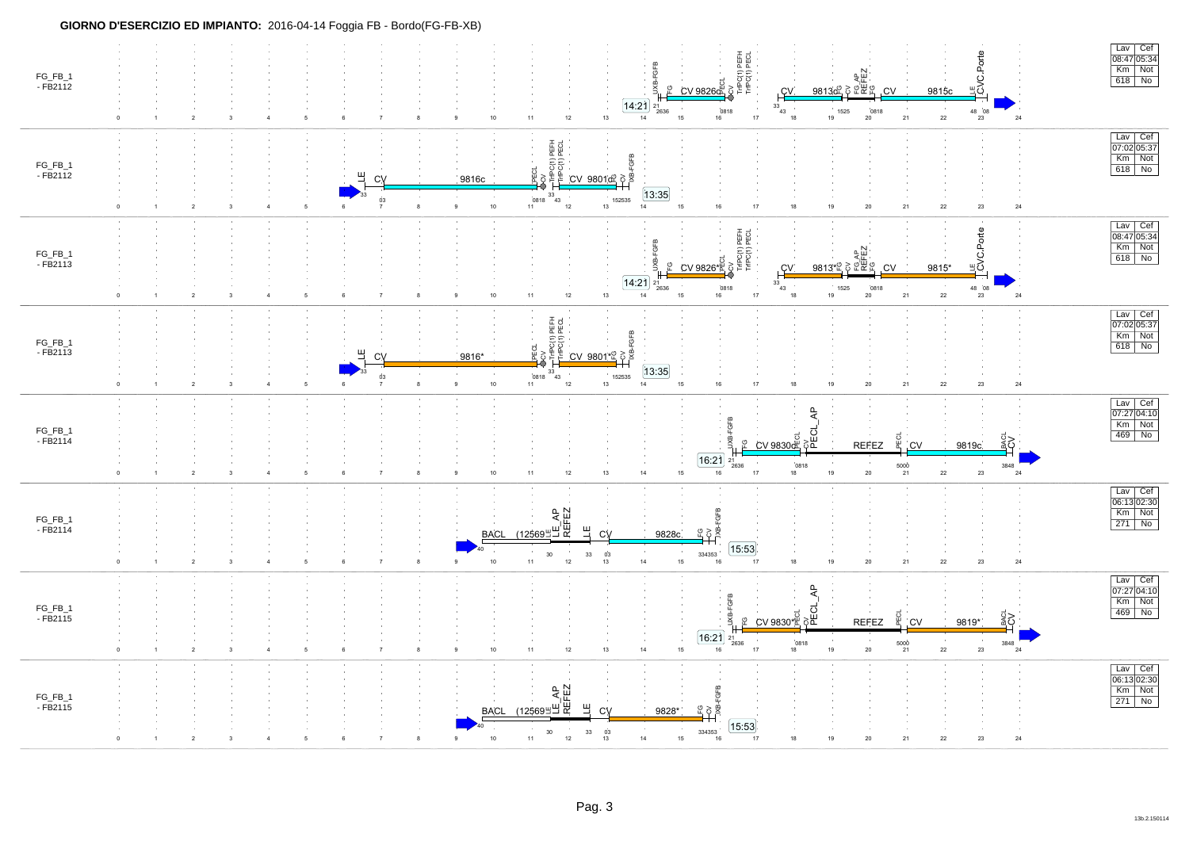**GIORNO D'ESERCIZIO ED IMPIANTO:** 2016-04-14 Foggia FB - Bordo(FG-FB-XB)

| Turno | Sequenza | Lav | Cef | Km | Not |
|---|---|---|---|---|---|
| FG_FB_1 - FB2112 | 14:21 UXB-FGFB FG CV 9826c PECL CV TrPC(1) PEFH TrPC(1) PECL — CV 9813c FG CV FG_AP REFEZ FG CV 9815c LE CVC.Porte | 08:47 | 05:34 | 618 | No |
| FG_FB_1 - FB2112 | LE CV 9816c PECL CV TrPC(1) PEFH TrPC(1) PECL CV 9801c FG CV UXB-FGFB 13:35 | 07:02 | 05:37 | 618 | No |
| FG_FB_1 - FB2113 | 14:21 UXB-FGFB FG CV 9826* PECL CV TrPC(1) PEFH TrPC(1) PECL — CV 9813* FG CV FG_AP REFEZ FG CV 9815* LE CVC.Porte | 08:47 | 05:34 | 618 | No |
| FG_FB_1 - FB2113 | LE CV 9816* PECL CV TrPC(1) PEFH TrPC(1) PECL CV 9801* FG CV UXB-FGFB 13:35 | 07:02 | 05:37 | 618 | No |
| FG_FB_1 - FB2114 | 16:21 UXB-FGFB FG CV 9830c PECL CV PECL_AP REFEZ PECL CV 9819c BACL CV | 07:27 | 04:10 | 469 | No |
| FG_FB_1 - FB2114 | BACL (12569 LE LE_AP REFEZ LE CV 9828c FG CV UXB-FGFB 15:53 | 06:13 | 02:30 | 271 | No |
| FG_FB_1 - FB2115 | 16:21 UXB-FGFB FG CV 9830* PECL CV PECL_AP REFEZ PECL CV 9819* BACL CV | 07:27 | 04:10 | 469 | No |
| FG_FB_1 - FB2115 | BACL (12569 LE LE_AP REFEZ LE CV 9828* FG CV UXB-FGFB 15:53 | 06:13 | 02:30 | 271 | No |

13b.2.150114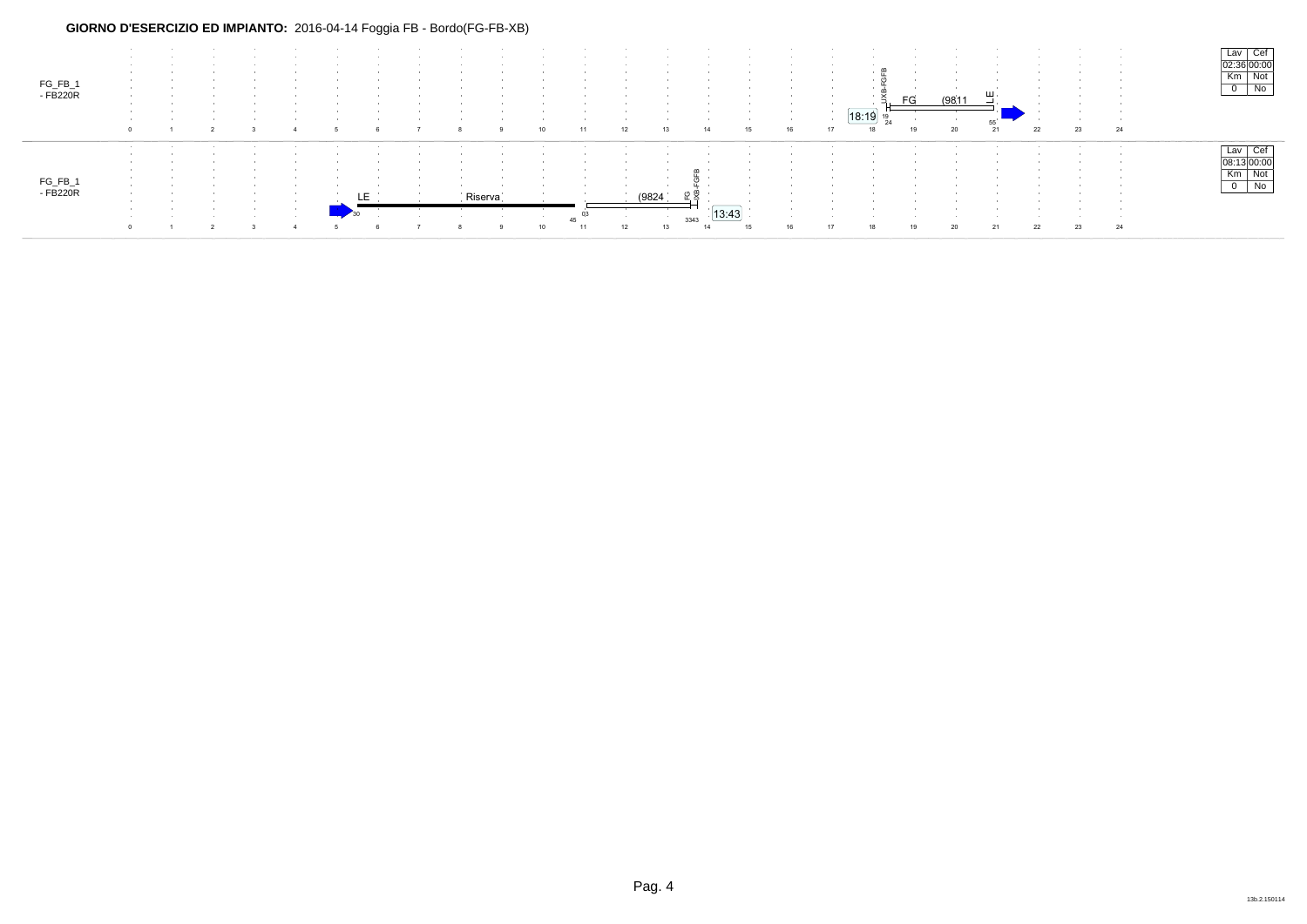**GIORNO D'ESERCIZIO ED IMPIANTO:** 2016-04-14 Foggia FB - Bordo(FG-FB-XB)

FG_FB_1
- FB220R

0 1 2 3 4 5 6 7 8 9 10 11 12 13 14 15 16 17 18 19 20 21 22 23 24

18:19 — 19 24 — UXB-FGFB — FG — (9811 — LE — 55

| Lav | Cef |
| --- | --- |
| 02:36 | 00:00 |
| Km | Not |
| 0 | No |

FG_FB_1
- FB220R

0 1 2 3 4 5 6 7 8 9 10 11 12 13 14 15 16 17 18 19 20 21 22 23 24

30 — LE — Riserva — 45 — 03 — (9824 — FG — UXB-FGFB — 3343 — 13:43

| Lav | Cef |
| --- | --- |
| 08:13 | 00:00 |
| Km | Not |
| 0 | No |

13b.2.150114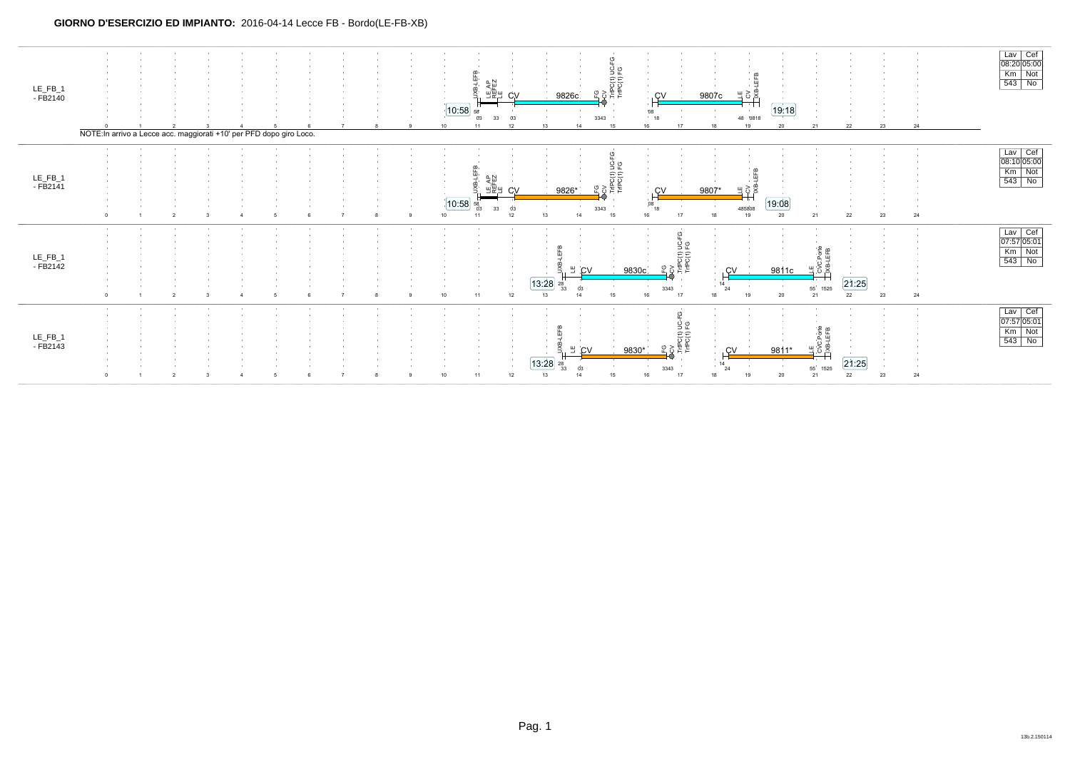**GIORNO D'ESERCIZIO ED IMPIANTO:** 2016-04-14 Lecce FB - Bordo(LE-FB-XB)

LE_FB_1 - FB2140

UXB-LEFB LE_AP REFEZ LE CV 9826c FG CV TrPC(1) UC-FG TrPC(1) FG CV 9807c LE CV XB-LEFB

10:58 58 03 33 03 3343 08 18 48 0818 19:18

0 1 2 3 4 5 6 7 8 9 10 11 12 13 14 15 16 17 18 19 20 21 22 23 24

NOTE:In arrivo a Lecce acc. maggiorati +10' per PFD dopo giro Loco.

| Lav | Cef |
|---|---|
| 08:20 | 05:00 |
| Km | Not |
| 543 | No |

LE_FB_1 - FB2141

UXB-LEFB LE_AP REFEZ LE CV 9826* FG CV TrPC(1) UC-FG TrPC(1) FG CV 9807* LE CV XB-LEFB

10:58 58 03 33 03 3343 08 18 485808 19:08

0 1 2 3 4 5 6 7 8 9 10 11 12 13 14 15 16 17 18 19 20 21 22 23 24

| Lav | Cef |
|---|---|
| 08:10 | 05:00 |
| Km | Not |
| 543 | No |

LE_FB_1 - FB2142

UXB-LEFB LE CV 9830c FG CV TrPC(1) UC-FG TrPC(1) FG CV 9811c LE CVC Ponte XB-LEFB

13:28 28 33 03 3343 14 24 55 1525 21:25

0 1 2 3 4 5 6 7 8 9 10 11 12 13 14 15 16 17 18 19 20 21 22 23 24

| Lav | Cef |
|---|---|
| 07:57 | 05:01 |
| Km | Not |
| 543 | No |

LE_FB_1 - FB2143

UXB-LEFB LE CV 9830* FG CV TrPC(1) UC-FG TrPC(1) FG CV 9811* LE CVC Ponte XB-LEFB

13:28 28 33 03 3343 14 24 55 1525 21:25

0 1 2 3 4 5 6 7 8 9 10 11 12 13 14 15 16 17 18 19 20 21 22 23 24

| Lav | Cef |
|---|---|
| 07:57 | 05:01 |
| Km | Not |
| 543 | No |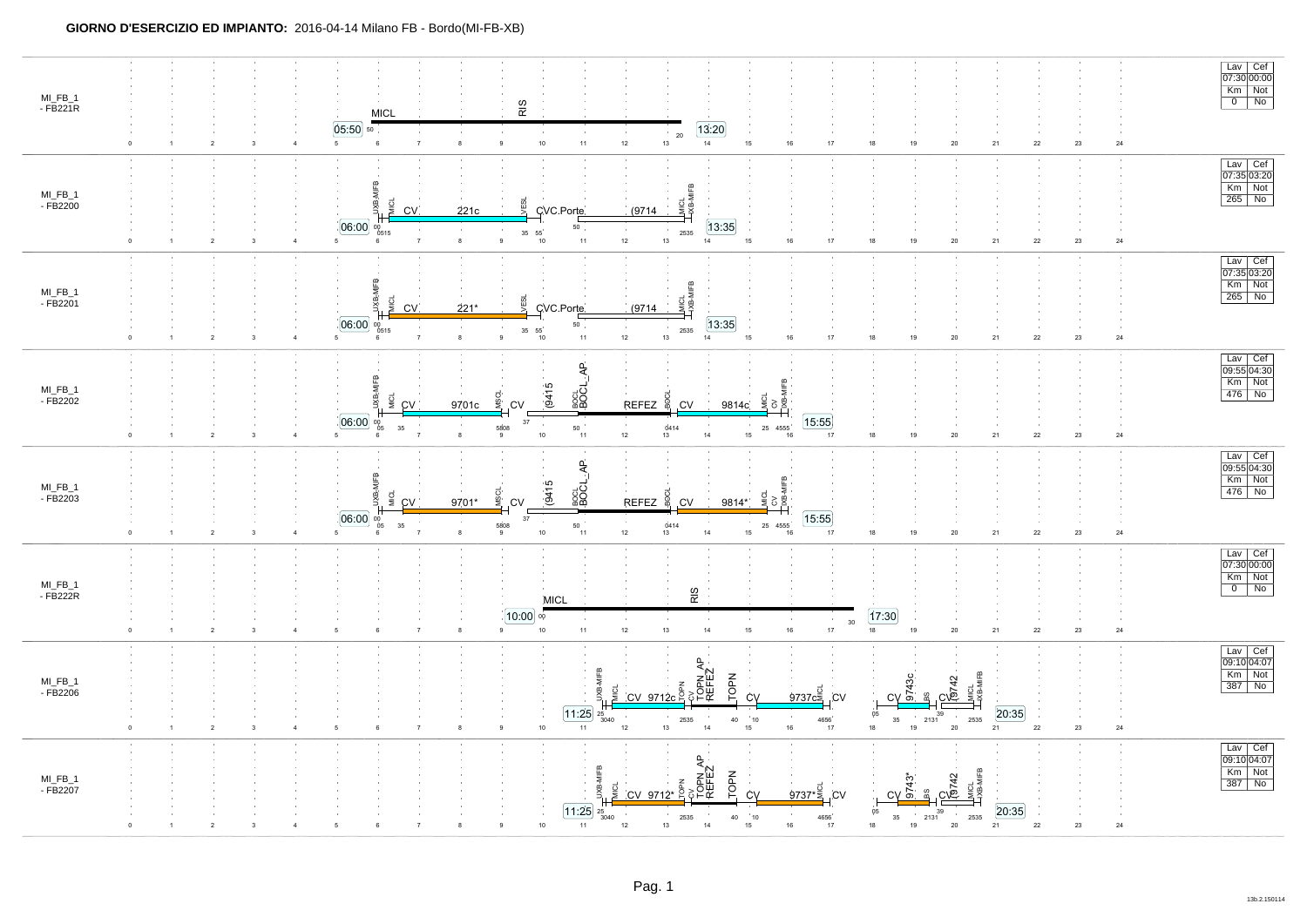**GIORNO D'ESERCIZIO ED IMPIANTO:** 2016-04-14 Milano FB - Bordo(MI-FB-XB)

| Turno | Inizio | Dettaglio | Fine | Lav | Cef | Km | Not |
|---|---|---|---|---|---|---|---|
| MI_FB_1 - FB221R | 05:50 | MICL · RIS | 13:20 | 07:30 | 00:00 | 0 | No |
| MI_FB_1 - FB2200 | 06:00 | UXB-MIFB · MICL · CV 221c · VESL · CVC.Porte · (9714 · MICL · UXB-MIFB | 13:35 | 07:35 | 03:20 | 265 | No |
| MI_FB_1 - FB2201 | 06:00 | UXB-MIFB · MICL · CV 221* · VESL · CVC.Porte · (9714 · MICL · UXB-MIFB | 13:35 | 07:35 | 03:20 | 265 | No |
| MI_FB_1 - FB2202 | 06:00 | UXB-MIFB · MICL · CV 9701c · MSCL · CV · (9415 · BOCL · BOCL_AP · REFEZ · BOCL · CV 9814c · MICL · CV · UXB-MIFB | 15:55 | 09:55 | 04:30 | 476 | No |
| MI_FB_1 - FB2203 | 06:00 | UXB-MIFB · MICL · CV 9701* · MSCL · CV · (9415 · BOCL · BOCL_AP · REFEZ · BOCL · CV 9814* · MICL · CV · UXB-MIFB | 15:55 | 09:55 | 04:30 | 476 | No |
| MI_FB_1 - FB222R | 10:00 | MICL · RIS | 17:30 | 07:30 | 00:00 | 0 | No |
| MI_FB_1 - FB2206 | 11:25 | UXB-MIFB · MICL · CV 9712c · TOPN · CV · TOPN_AP · REFEZ · TOPN · CV 9737c · MICL · CV · CV 9743c · BS · CV (9742 · MICL · UXB-MIFB | 20:35 | 09:10 | 04:07 | 387 | No |
| MI_FB_1 - FB2207 | 11:25 | UXB-MIFB · MICL · CV 9712* · TOPN · CV · TOPN_AP · REFEZ · TOPN · CV 9737* · MICL · CV · CV 9743* · BS · CV (9742 · MICL · UXB-MIFB | 20:35 | 09:10 | 04:07 | 387 | No |

13b.2.150114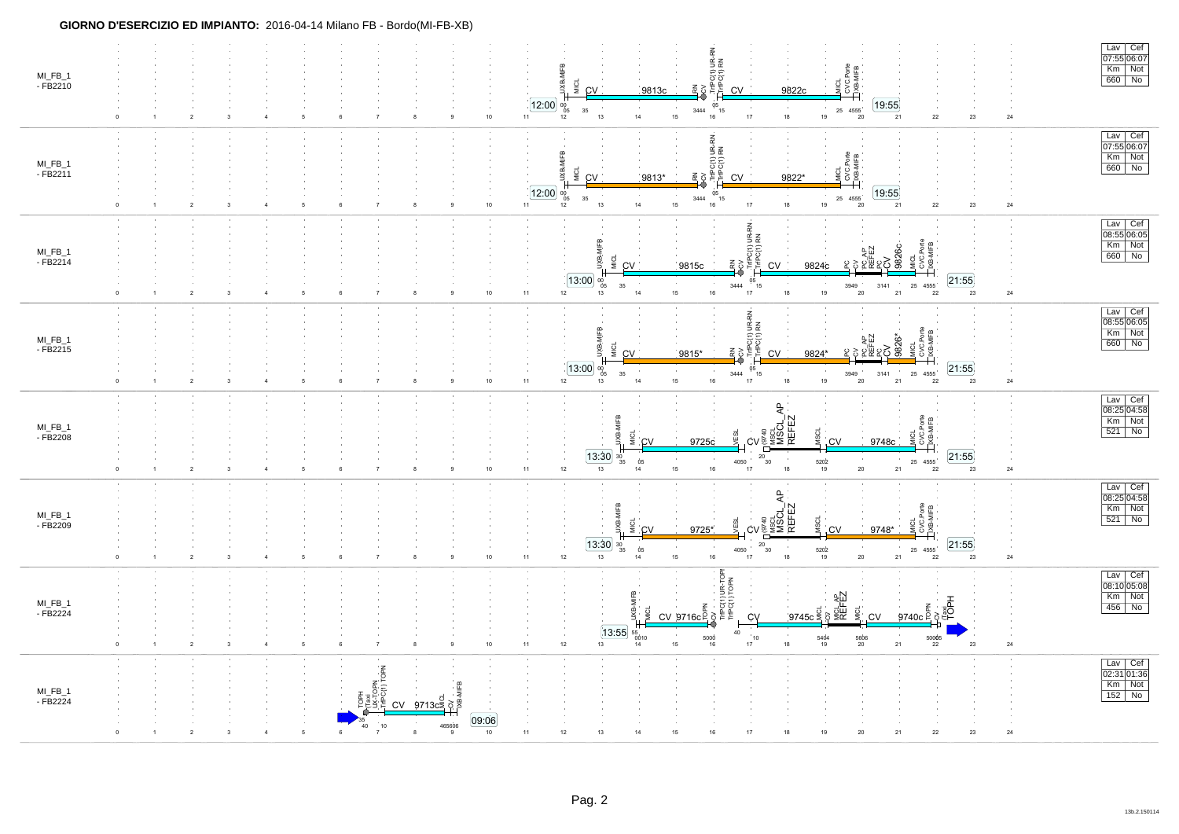**GIORNO D'ESERCIZIO ED IMPIANTO:** 2016-04-14 Milano FB - Bordo(MI-FB-XB)

| Turno | Inizio | Servizi | Fine | Lav | Cef | Km | Not |
|---|---|---|---|---|---|---|---|
| MI_FB_1 - FB2210 | 12:00 | UXB-MIFB, MICL, CV 9813c, RN, CV, TrPC(1) UR-RN, TrPC(1) RN, CV 9822c, MICL, CVC Porte, XB-MIFB | 19:55 | 07:55 | 06:07 | 660 | No |
| MI_FB_1 - FB2211 | 12:00 | UXB-MIFB, MICL, CV 9813*, RN, CV, TrPC(1) UR-RN, TrPC(1) RN, CV 9822*, MICL, CVC Porte, XB-MIFB | 19:55 | 07:55 | 06:07 | 660 | No |
| MI_FB_1 - FB2214 | 13:00 | UXB-MIFB, MICL, CV 9815c, RN, CV, TrPC(1) UR-RN, TrPC(1) RN, CV 9824c, PC, CV, PC_AP, REFEZ, PC, CV 9826c, MICL, CVC Porte, XB-MIFB | 21:55 | 08:55 | 06:05 | 660 | No |
| MI_FB_1 - FB2215 | 13:00 | UXB-MIFB, MICL, CV 9815*, RN, CV, TrPC(1) UR-RN, TrPC(1) RN, CV 9824*, PC, CV, PC_AP, REFEZ, PC, CV 9826*, MICL, CVC Porte, XB-MIFB | 21:55 | 08:55 | 06:05 | 660 | No |
| MI_FB_1 - FB2208 | 13:30 | UXB-MIFB, MICL, CV 9725c, VESL, CV, 9740, MSCL, MSCL_AP, REFEZ, MSCL, CV 9748c, MICL, CVC Porte, XB-MIFB | 21:55 | 08:25 | 04:58 | 521 | No |
| MI_FB_1 - FB2209 | 13:30 | UXB-MIFB, MICL, CV 9725*, VESL, CV, 9740, MSCL, MSCL_AP, REFEZ, MSCL, CV 9748*, MICL, CVC Porte, XB-MIFB | 21:55 | 08:25 | 04:58 | 521 | No |
| MI_FB_1 - FB2224 | 13:55 | UXB-MIFB, MICL, CV 9716c, TOPN, CV, TrPC(1) UR-TOPN, TrPC(1) TOPN, CV 9745c, MICL, CV, MICL_AP, REFEZ, MICL, CV 9740c, TOPN, CV, Taxi, TOPH | | 08:10 | 05:08 | 456 | No |
| MI_FB_1 - FB2224 | | TOPH, Taxi, UR-TOPN, TrPC(1) TOPN, CV 9713c, MICL, CV, XB-MIFB | 09:06 | 02:31 | 01:36 | 152 | No |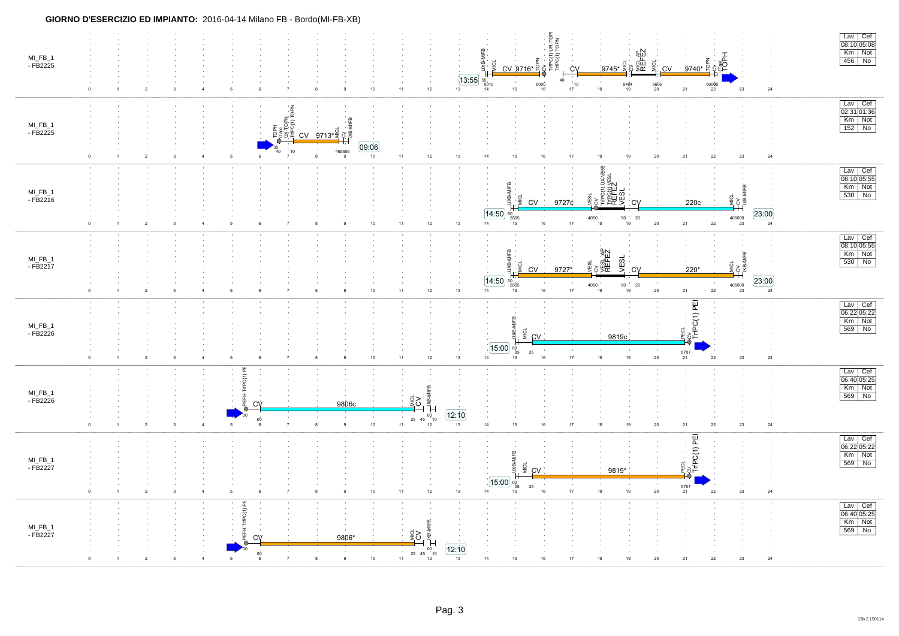**GIORNO D'ESERCIZIO ED IMPIANTO:** 2016-04-14 Milano FB - Bordo(MI-FB-XB)

## MI_FB_1 - FB2225

13:55 — UXB-MIFB — MICL — CV 9716* — TOPN — CV — TrPC(1) UR-TOPN — TrPC(1) TOPN — CV — 9745* — MICL — CV — MICL_AP — REFEZ — MICL — CV — 9740* — TOPN — CV — Taxi — TOPH

| Lav | Cef |
|---|---|
| 08:10 | 05:08 |
| Km | Not |
| 456 | No |

## MI_FB_1 - FB2225

TOPH — (Taxi) — UX-TOPN — TrPC(1) TOPN — CV — 9713* — MICL — CV — XB-MIFB — 09:06

| Lav | Cef |
|---|---|
| 02:31 | 01:36 |
| Km | Not |
| 152 | No |

## MI_FB_1 - FB2216

14:50 — UXB-MIFB — MICL — CV — 9727c — VESL — CV — TrPC(1) UX-VESL — TrPC(1) VESL — REFEZ — VESL — CV — 220c — MICL — CV — XB-MIFB — 23:00

| Lav | Cef |
|---|---|
| 08:10 | 05:55 |
| Km | Not |
| 530 | No |

## MI_FB_1 - FB2217

14:50 — UXB-MIFB — MICL — CV — 9727* — VESL — CV — VESL_AP — REFEZ — VESL — CV — 220* — MICL — CV — XB-MIFB — 23:00

| Lav | Cef |
|---|---|
| 08:10 | 05:55 |
| Km | Not |
| 530 | No |

## MI_FB_1 - FB2226

15:00 — UXB-MIFB — MICL — CV — 9819c — PECL — CV — TrPC(1) PEF

| Lav | Cef |
|---|---|
| 06:22 | 05:22 |
| Km | Not |
| 569 | No |

## MI_FB_1 - FB2226

PEFH TrPC(1) PE — CV — 9806c — MICL — CV — XB-MIFB — 12:10

| Lav | Cef |
|---|---|
| 06:40 | 05:25 |
| Km | Not |
| 569 | No |

## MI_FB_1 - FB2227

15:00 — UXB-MIFB — MICL — CV — 9819* — PECL — CV — TrPC(1) PEI

| Lav | Cef |
|---|---|
| 06:22 | 05:22 |
| Km | Not |
| 569 | No |

## MI_FB_1 - FB2227

PEFH TrPC(1) PE — CV — 9806* — MICL — CV — XB-MIFB — 12:10

| Lav | Cef |
|---|---|
| 06:40 | 05:25 |
| Km | Not |
| 569 | No |

13b.2.150114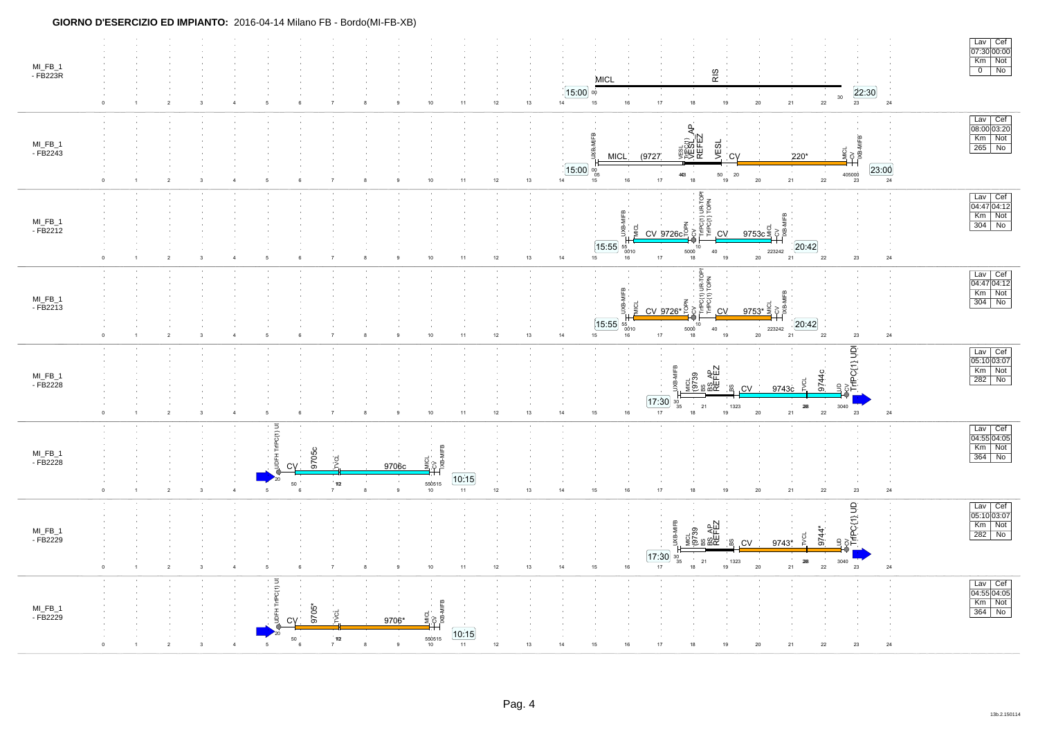**GIORNO D'ESERCIZIO ED IMPIANTO:** 2016-04-14 Milano FB - Bordo(MI-FB-XB)

## MI_FB_1 - FB223R

MICL — RIS

15:00 — 22:30

| Lav | Cef |
|---|---|
| 07:30 | 00:00 |
| Km | Not |
| 0 | No |

## MI_FB_1 - FB2243

UXB-MIFB MICL (9727 VESL TrPC(1) VESL AP REFEZ VESL CV 220* MICL CV UXB-MIFB

15:00 — 23:00

| Lav | Cef |
|---|---|
| 08:00 | 03:20 |
| Km | Not |
| 265 | No |

## MI_FB_1 - FB2212

UXB-MIFB MICL CV 9726c TOPN CV TrPC(1) UR-TOP TrPC(1) TOPN CV 9753c MICL CV UXB-MIFB

15:55 — 20:42

| Lav | Cef |
|---|---|
| 04:47 | 04:12 |
| Km | Not |
| 304 | No |

## MI_FB_1 - FB2213

UXB-MIFB MICL CV 9726* TOPN CV TrPC(1) UR-TOP TrPC(1) TOPN CV 9753* MICL CV UXB-MIFB

15:55 — 20:42

| Lav | Cef |
|---|---|
| 04:47 | 04:12 |
| Km | Not |
| 304 | No |

## MI_FB_1 - FB2228

UXB-MIFB MICL (9739 BS BS AP REFEZ BS CV 9743c TVCL 9744c UD CV TrPC(1) UDI

17:30

| Lav | Cef |
|---|---|
| 05:10 | 03:07 |
| Km | Not |
| 282 | No |

## MI_FB_1 - FB2228

UDFH TrPC(1) UI CV 9705c TVCL 9706c MICL CV UXB-MIFB

10:15

| Lav | Cef |
|---|---|
| 04:55 | 04:05 |
| Km | Not |
| 364 | No |

## MI_FB_1 - FB2229

UXB-MIFB MICL (9739 BS BS AP REFEZ BS CV 9743* TVCL 9744* UD CV TrPC(1) UD

17:30

| Lav | Cef |
|---|---|
| 05:10 | 03:07 |
| Km | Not |
| 282 | No |

## MI_FB_1 - FB2229

UDFH TrPC(1) UI CV 9705* TVCL 9706* MICL CV UXB-MIFB

10:15

| Lav | Cef |
|---|---|
| 04:55 | 04:05 |
| Km | Not |
| 364 | No |

13b.2.150114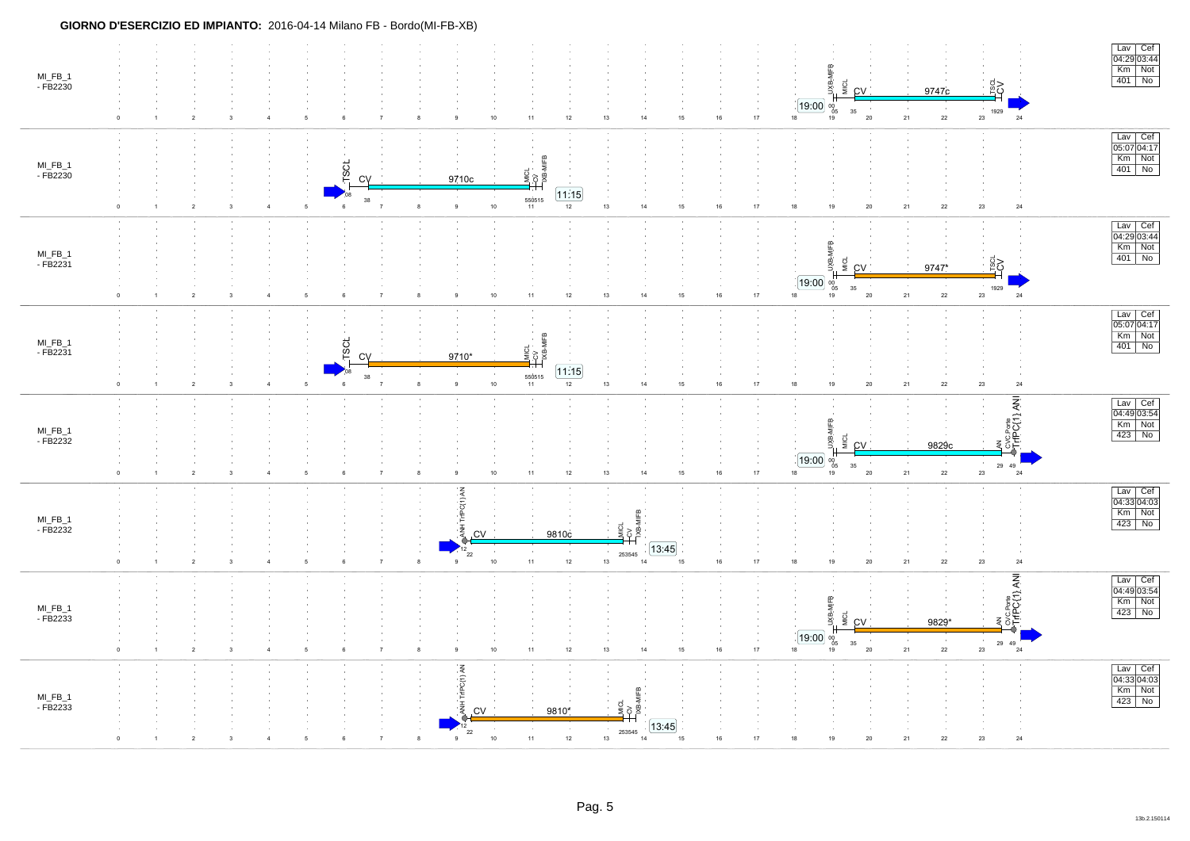**GIORNO D'ESERCIZIO ED IMPIANTO:** 2016-04-14 Milano FB - Bordo(MI-FB-XB)

MI_FB_1 - FB2230

UXB-MIFB MICL CV 9747c TSCL CV

19:00 00 05 35 1929

| Lav | Cef |
|---|---|
| 04:29 | 03:44 |
| Km | Not |
| 401 | No |

MI_FB_1 - FB2230

TSCL CV 9710c MICL CV IXB-MIFB

08 38 550515 11:15

| Lav | Cef |
|---|---|
| 05:07 | 04:17 |
| Km | Not |
| 401 | No |

MI_FB_1 - FB2231

UXB-MIFB MICL CV 9747* TSCL CV

19:00 00 05 35 1929

| Lav | Cef |
|---|---|
| 04:29 | 03:44 |
| Km | Not |
| 401 | No |

MI_FB_1 - FB2231

TSCL CV 9710* MICL CV IXB-MIFB

08 38 550515 11:15

| Lav | Cef |
|---|---|
| 05:07 | 04:17 |
| Km | Not |
| 401 | No |

MI_FB_1 - FB2232

UXB-MIFB MICL CV 9829c AN CVC Ponte TrfPC(1) ANI

19:00 00 05 35 29 49

| Lav | Cef |
|---|---|
| 04:49 | 03:54 |
| Km | Not |
| 423 | No |

MI_FB_1 - FB2232

ANH TrfPC(1) AN CV 9810c MICL CV IXB-MIFB

12 22 253545 13:45

| Lav | Cef |
|---|---|
| 04:33 | 04:03 |
| Km | Not |
| 423 | No |

MI_FB_1 - FB2233

UXB-MIFB MICL CV 9829* AN CVC Ponte TrfPC(1) ANI

19:00 00 05 35 29 49

| Lav | Cef |
|---|---|
| 04:49 | 03:54 |
| Km | Not |
| 423 | No |

MI_FB_1 - FB2233

ANH TrfPC(1) AN CV 9810* MICL CV IXB-MIFB

12 22 253545 13:45

| Lav | Cef |
|---|---|
| 04:33 | 04:03 |
| Km | Not |
| 423 | No |

13b.2.150114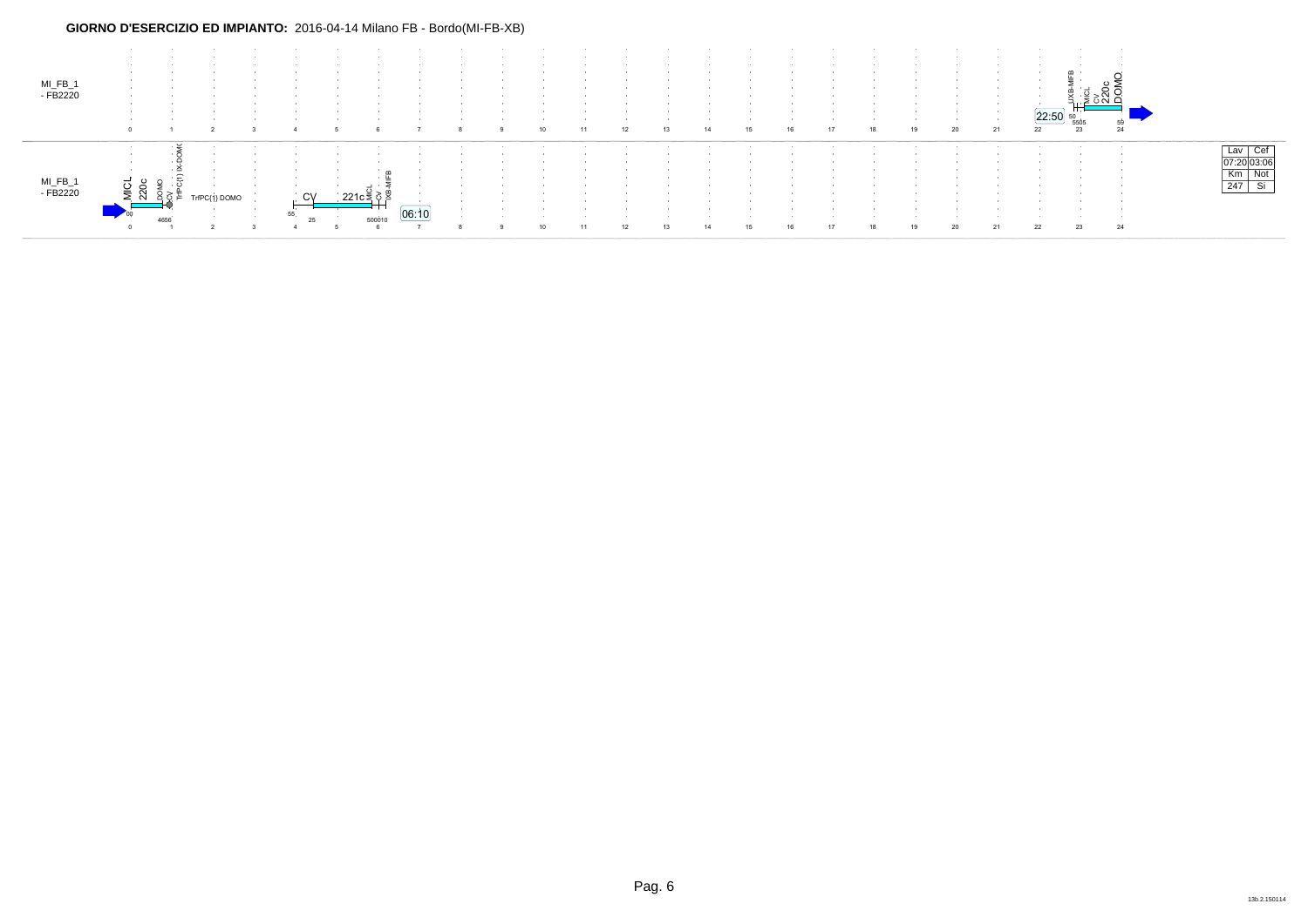**GIORNO D'ESERCIZIO ED IMPIANTO:** 2016-04-14 Milano FB - Bordo(MI-FB-XB)

MI_FB_1
- FB2220

UXB-MFB MICL CV 220c DOMO

22:50 50 5505 59

0 1 2 3 4 5 6 7 8 9 10 11 12 13 14 15 16 17 18 19 20 21 22 23 24

MI_FB_1
- FB2220

MICL 220c DOMO CV TrfPC(1) IX-DOMO TrfPC(1) DOMO CV 221c MICL CV XB-MFB

00 4656 55 25 500010

06:10

0 1 2 3 4 5 6 7 8 9 10 11 12 13 14 15 16 17 18 19 20 21 22 23 24

| Lav | Cef |
|---|---|
| 07:20 | 03:06 |
| Km | Not |
| 247 | Si |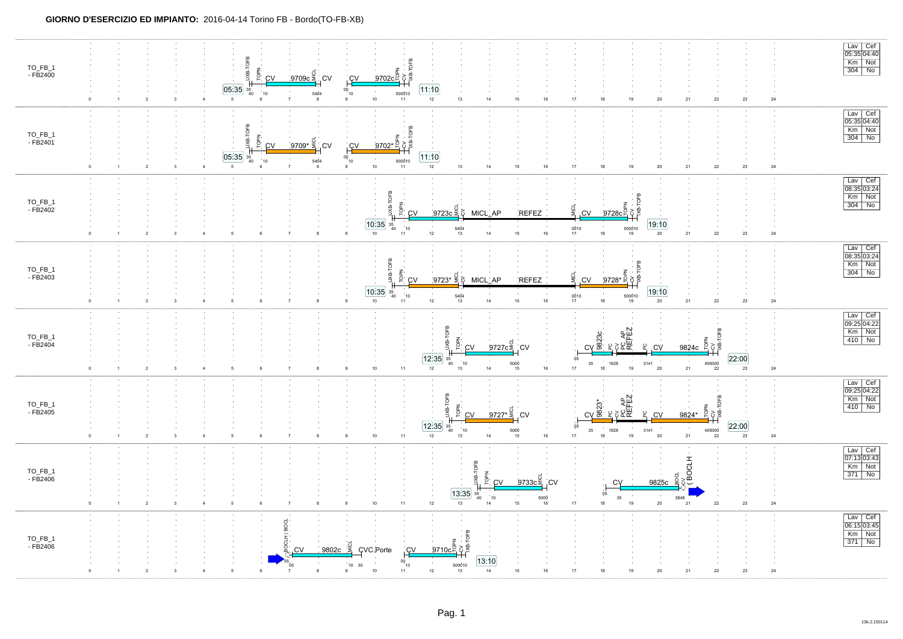**GIORNO D'ESERCIZIO ED IMPIANTO:** 2016-04-14 Torino FB - Bordo(TO-FB-XB)

TO_FB_1 - FB2400

UXB-TOFB TOPN CV 9709c MICL CV | CV 9702c TOPN CV IXB-TOFB

05:35 35 40 10 54 04 | 00 10 50 00 10 11:10

| Lav | Cef |
| --- | --- |
| 05:35 | 04:40 |
| Km | Not |
| 304 | No |

TO_FB_1 - FB2401

UXB-TOFB TOPN CV 9709* MICL CV | CV 9702* TOPN CV IXB-TOFB

05:35 35 40 10 54 04 | 00 10 50 00 10 11:10

| Lav | Cef |
| --- | --- |
| 05:35 | 04:40 |
| Km | Not |
| 304 | No |

TO_FB_1 - FB2402

UXB-TOFB TOPN CV 9723c MICL CV MICL_AP REFEZ MICL CV 9728c TOPN CV IXB-TOFB

10:35 35 40 10 54 04 00 10 50 00 10 19:10

| Lav | Cef |
| --- | --- |
| 08:35 | 03:24 |
| Km | Not |
| 304 | No |

TO_FB_1 - FB2403

UXB-TOFB TOPN CV 9723* MICL CV MICL_AP REFEZ MICL CV 9728* TOPN CV IXB-TOFB

10:35 35 40 10 54 04 00 10 50 00 10 19:10

| Lav | Cef |
| --- | --- |
| 08:35 | 03:24 |
| Km | Not |
| 304 | No |

TO_FB_1 - FB2404

UXB-TOFB TOPN CV 9727c MICL CV | CV 9823c PC CV PC_AP REFEZ PC CV 9824c TOPN CV IXB-TOFB

12:35 35 40 10 50 00 | 05 35 18 28 31 41 40 50 00 22:00

| Lav | Cef |
| --- | --- |
| 09:25 | 04:22 |
| Km | Not |
| 410 | No |

TO_FB_1 - FB2405

UXB-TOFB TOPN CV 9727* MICL CV | CV 9823* PC CV PC_AP REFEZ PC CV 9824* TOPN CV IXB-TOFB

12:35 35 40 10 50 00 | 05 35 18 28 31 41 40 50 00 22:00

| Lav | Cef |
| --- | --- |
| 09:25 | 04:22 |
| Km | Not |
| 410 | No |

TO_FB_1 - FB2406

UXB-TOFB TOPN CV 9733c MICL CV | CV 9825c BOCL CV (BOCLH

13:35 35 40 10 50 00 | 05 35 38 48

| Lav | Cef |
| --- | --- |
| 07:13 | 03:43 |
| Km | Not |
| 371 | No |

TO_FB_1 - FB2406

BOCLH ( BOCL CV 9802c MICL CVC.Porte | CV 9710c TOPN CV IXB-TOFB

55 05 10 30 | 00 10 50 00 10 13:10

| Lav | Cef |
| --- | --- |
| 06:15 | 03:45 |
| Km | Not |
| 371 | No |

13b.2.150114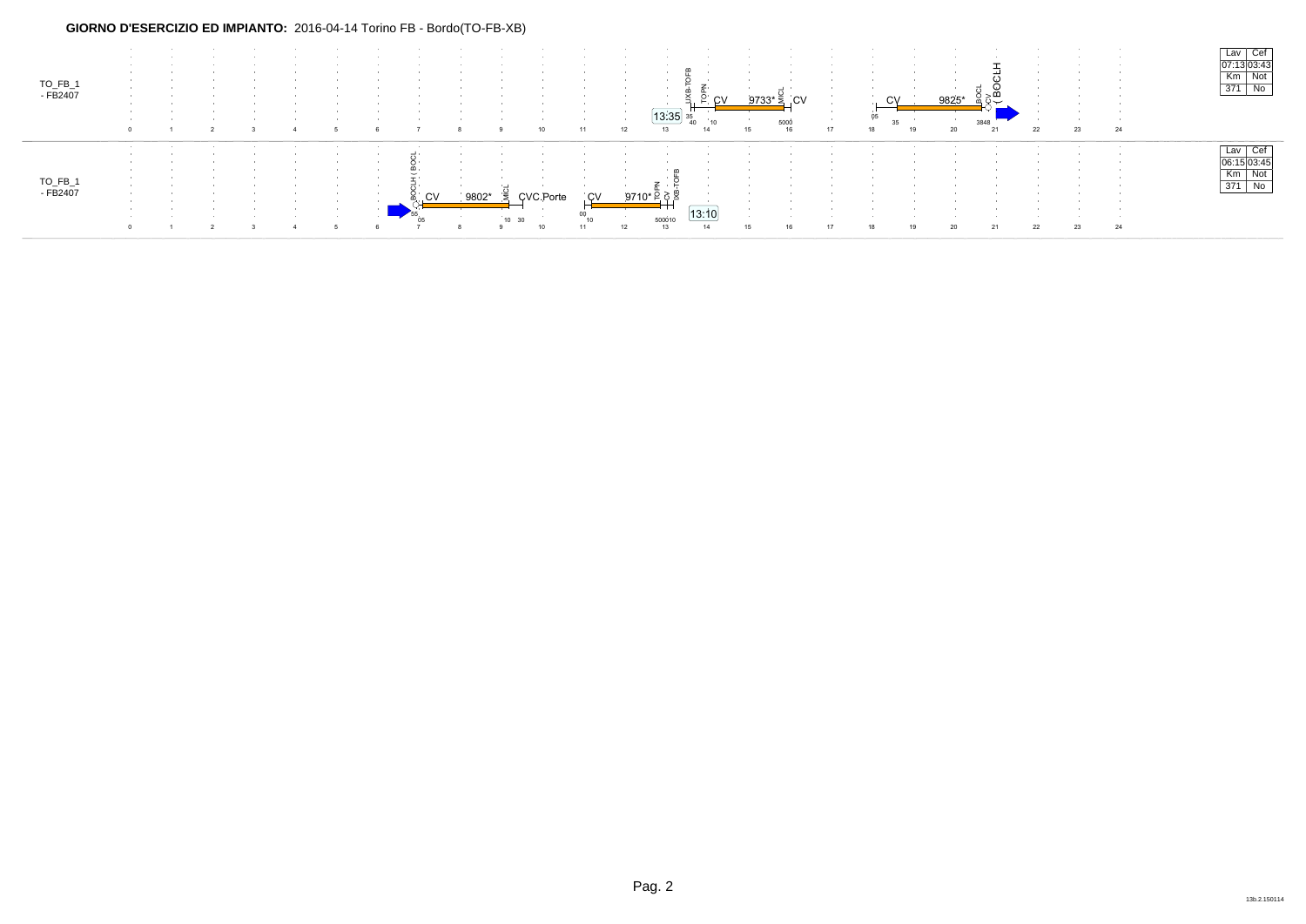**GIORNO D'ESERCIZIO ED IMPIANTO:** 2016-04-14 Torino FB - Bordo(TO-FB-XB)

TO_FB_1
- FB2407

0 1 2 3 4 5 6 7 8 9 10 11 12 13 14 15 16 17 18 19 20 21 22 23 24

13:35 35 40 | IXB-TOFB | TOPN | CV 10 | 9733* | MICL | 5000 CV | 05 | CV 35 | 9825* | BOCL | CV | 3848 | ( BOCLH

| Lav | Cef |
| --- | --- |
| 07:13 | 03:43 |
| Km | Not |
| 371 | No |

TO_FB_1
- FB2407

0 1 2 3 4 5 6 7 8 9 10 11 12 13 14 15 16 17 18 19 20 21 22 23 24

55 | BOCLH ( BOCL | CV 05 | 9802* | MICL 10 | 30 CVC Porte | 00 CV 10 | 9710* | TOPN | CV | IXB-TOFB 500010 | 13:10

| Lav | Cef |
| --- | --- |
| 06:15 | 03:45 |
| Km | Not |
| 371 | No |

13b.2.150114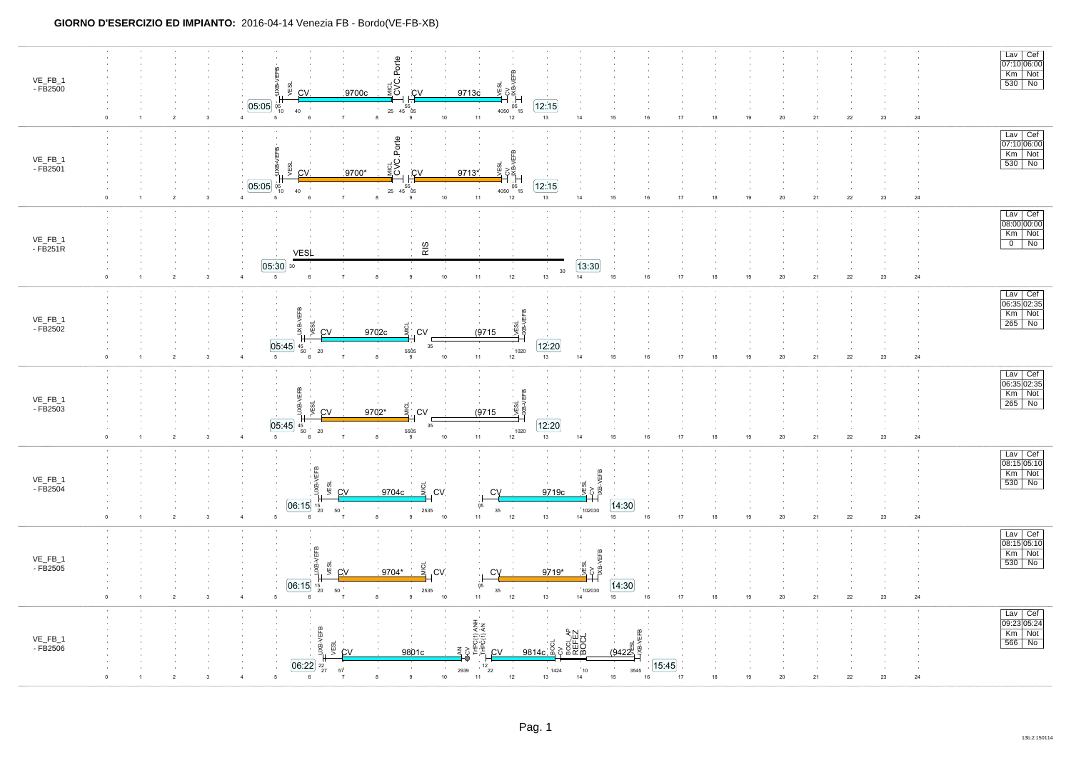**GIORNO D'ESERCIZIO ED IMPIANTO:** 2016-04-14 Venezia FB - Bordo(VE-FB-XB)

## VE_FB_1 - FB2500

05:05 — UXB-VEFB, VESL, CV, 9700c, MICL, CVC.Porte, CV, 9713c, VESL, CV, IXB-VEFB — 12:15

05 10 40 25 45 55 05 4050 05 15

| Lav | Cef |
|---|---|
| 07:10 | 06:00 |
| Km | Not |
| 530 | No |

## VE_FB_1 - FB2501

05:05 — UXB-VEFB, VESL, CV, 9700*, MICL, CVC.Porte, CV, 9713*, VESL, CV, IXB-VEFB — 12:15

05 10 40 25 45 55 05 4050 05 15

| Lav | Cef |
|---|---|
| 07:10 | 06:00 |
| Km | Not |
| 530 | No |

## VE_FB_1 - FB251R

05:30 — VESL, RIS — 13:30

30 30

| Lav | Cef |
|---|---|
| 08:00 | 00:00 |
| Km | Not |
| 0 | No |

## VE_FB_1 - FB2502

05:45 — UXB-VEFB, VESL, CV, 9702c, MICL, CV, (9715, VESL, IXB-VEFB — 12:20

45 50 20 5505 35 1020

| Lav | Cef |
|---|---|
| 06:35 | 02:35 |
| Km | Not |
| 265 | No |

## VE_FB_1 - FB2503

05:45 — UXB-VEFB, VESL, CV, 9702*, MICL, CV, (9715, VESL, IXB-VEFB — 12:20

45 50 20 5505 35 1020

| Lav | Cef |
|---|---|
| 06:35 | 02:35 |
| Km | Not |
| 265 | No |

## VE_FB_1 - FB2504

06:15 — UXB-VEFB, VESL, CV, 9704c, MICL, CV, CV, 9719c, VESL, CV, IXB-VEFB — 14:30

15 20 50 2535 05 35 102030

| Lav | Cef |
|---|---|
| 08:15 | 05:10 |
| Km | Not |
| 530 | No |

## VE_FB_1 - FB2505

06:15 — UXB-VEFB, VESL, CV, 9704*, MICL, CV, CV, 9719*, VESL, CV, IXB-VEFB — 14:30

15 20 50 2535 05 35 102030

| Lav | Cef |
|---|---|
| 08:15 | 05:10 |
| Km | Not |
| 530 | No |

## VE_FB_1 - FB2506

06:22 — UXB-VEFB, VESL, CV, 9801c, AN, CV, TrPC(1) ANH, TrPC(1) AN, CV, 9814c, BOCL, CV, BOCL_AP, REFEZ, BOCL, (9422, VESL, IXB-VEFB — 15:45

22 27 57 2939 12 22 1424 10 3545

| Lav | Cef |
|---|---|
| 09:23 | 05:24 |
| Km | Not |
| 566 | No |

13b.2.150114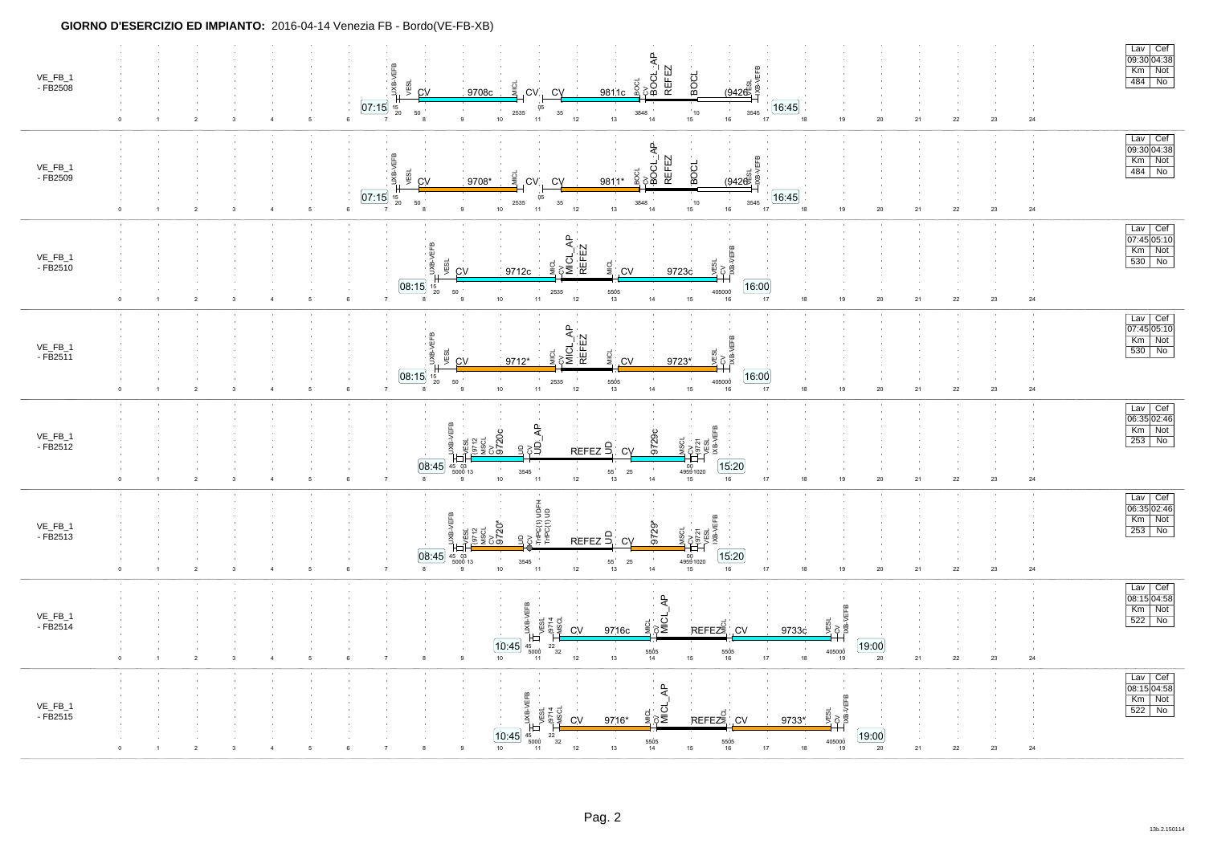**GIORNO D'ESERCIZIO ED IMPIANTO:** 2016-04-14 Venezia FB - Bordo(VE-FB-XB)

## VE_FB_1 - FB2508

IXB-VEFB VESL CV 9708c MICL CV CV 9811c BOCL CV BOCL_AP REFEZ BOCL (9426) VESL IXB-VEFB

07:15 15 20 50 2535 05 35 3848 10 3545 16:45

| Lav | Cef |
| --- | --- |
| 09:30 | 04:38 |
| Km | Not |
| 484 | No |

## VE_FB_1 - FB2509

IXB-VEFB VESL CV 9708* MICL CV CV 9811* BOCL CV BOCL_AP REFEZ BOCL (9426) VESL IXB-VEFB

07:15 15 20 50 2535 05 35 3848 10 3545 16:45

| Lav | Cef |
| --- | --- |
| 09:30 | 04:38 |
| Km | Not |
| 484 | No |

## VE_FB_1 - FB2510

IXB-VEFB VESL CV 9712c MICL CV MICL_AP REFEZ MICL CV 9723c VESL CV IXB-VEFB

08:15 15 20 50 2535 5505 405000 16:00

| Lav | Cef |
| --- | --- |
| 07:45 | 05:10 |
| Km | Not |
| 530 | No |

## VE_FB_1 - FB2511

IXB-VEFB VESL CV 9712* MICL CV MICL_AP REFEZ MICL CV 9723* VESL CV IXB-VEFB

08:15 15 20 50 2535 5505 405000 16:00

| Lav | Cef |
| --- | --- |
| 07:45 | 05:10 |
| Km | Not |
| 530 | No |

## VE_FB_1 - FB2512

IXB-VEFB VESL (9712 MSCL CV 9720c UD CV UD_AP REFEZ UD CV 9729c MSCL CV (9721 VESL IXB-VEFB

08:45 45 03 5000 13 3545 55 25 00 4959 1020 15:20

| Lav | Cef |
| --- | --- |
| 06:35 | 02:46 |
| Km | Not |
| 253 | No |

## VE_FB_1 - FB2513

IXB-VEFB VESL (9712 MSCL CV 9720* UD CV TrPC(1) UDFH TrPC(1) UD REFEZ UD CV 9729* MSCL CV (9721 VESL IXB-VEFB

08:45 45 03 5000 13 3545 55 25 00 4959 1020 15:20

| Lav | Cef |
| --- | --- |
| 06:35 | 02:46 |
| Km | Not |
| 253 | No |

## VE_FB_1 - FB2514

IXB-VEFB VESL (9714 MSCL CV 9716c MICL CV MICL_AP REFEZ MICL CV 9733c VESL CV IXB-VEFB

10:45 45 5000 22 32 5505 5505 405000 19:00

| Lav | Cef |
| --- | --- |
| 08:15 | 04:58 |
| Km | Not |
| 522 | No |

## VE_FB_1 - FB2515

IXB-VEFB VESL (9714 MSCL CV 9716* MICL CV MICL_AP REFEZ MICL CV 9733* VESL CV IXB-VEFB

10:45 45 5000 22 32 5505 5505 405000 19:00

| Lav | Cef |
| --- | --- |
| 08:15 | 04:58 |
| Km | Not |
| 522 | No |

13b.2.150114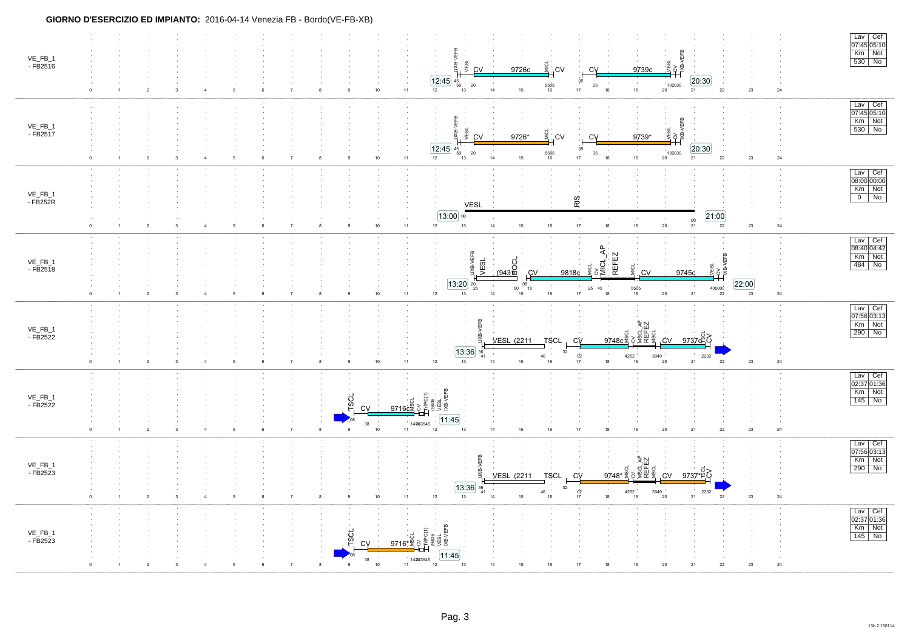**GIORNO D'ESERCIZIO ED IMPIANTO:** 2016-04-14 Venezia FB - Bordo(VE-FB-XB)

VE_FB_1 - FB2516

UXB-VEFB VESL CV 9726c MICL CV CV 9739c VESL CV IXB-VEFB

12:45 45 50 20 5505 05 35 102030 20:30

| Lav | Cef |
|---|---|
| 07:45 | 05:10 |
| Km | Not |
| 530 | No |

VE_FB_1 - FB2517

UXB-VEFB VESL CV 9726* MICL CV CV 9739* VESL CV IXB-VEFB

12:45 45 50 20 5505 05 35 102030 20:30

| Lav | Cef |
|---|---|
| 07:45 | 05:10 |
| Km | Not |
| 530 | No |

VE_FB_1 - FB252R

VESL RIS

13:00 00 00 21:00

| Lav | Cef |
|---|---|
| 08:00 | 00:00 |
| Km | Not |
| 0 | No |

VE_FB_1 - FB2518

UXB-VEFB VESL (9438) BOCL CV 9818c MICL CV MICL_AP REFEZ MICL CV 9745c VESL CV IXB-VEFB

13:20 20 25 50 08 18 25 45 5505 405000 22:00

| Lav | Cef |
|---|---|
| 08:40 | 04:42 |
| Km | Not |
| 484 | No |

VE_FB_1 - FB2522

UXB-VEFB VESL (2211 TSCL CV 9748c MSCL CV MSCL_AP REFEZ MSCL CV 9737c TSCL CV

13:36 36 41 46 32 02 4252 3949 2232

| Lav | Cef |
|---|---|
| 07:56 | 03:13 |
| Km | Not |
| 290 | No |

VE_FB_1 - FB2522

TSCL CV 9716c MSCL CV TIPC(1) (9406 VESL IXB-VEFB

08 38 1424 263545 11:45

| Lav | Cef |
|---|---|
| 02:37 | 01:36 |
| Km | Not |
| 145 | No |

VE_FB_1 - FB2523

UXB-VEFB VESL (2211 TSCL CV 9748* MSCL CV MSCL_AP REFEZ MSCL CV 9737* TSCL CV

13:36 36 41 46 32 02 4252 3949 2232

| Lav | Cef |
|---|---|
| 07:56 | 03:13 |
| Km | Not |
| 290 | No |

VE_FB_1 - FB2523

TSCL CV 9716* MSCL CV TIPC(1) (9406 VESL IXB-VEFB

08 38 1424 263545 11:45

| Lav | Cef |
|---|---|
| 02:37 | 01:36 |
| Km | Not |
| 145 | No |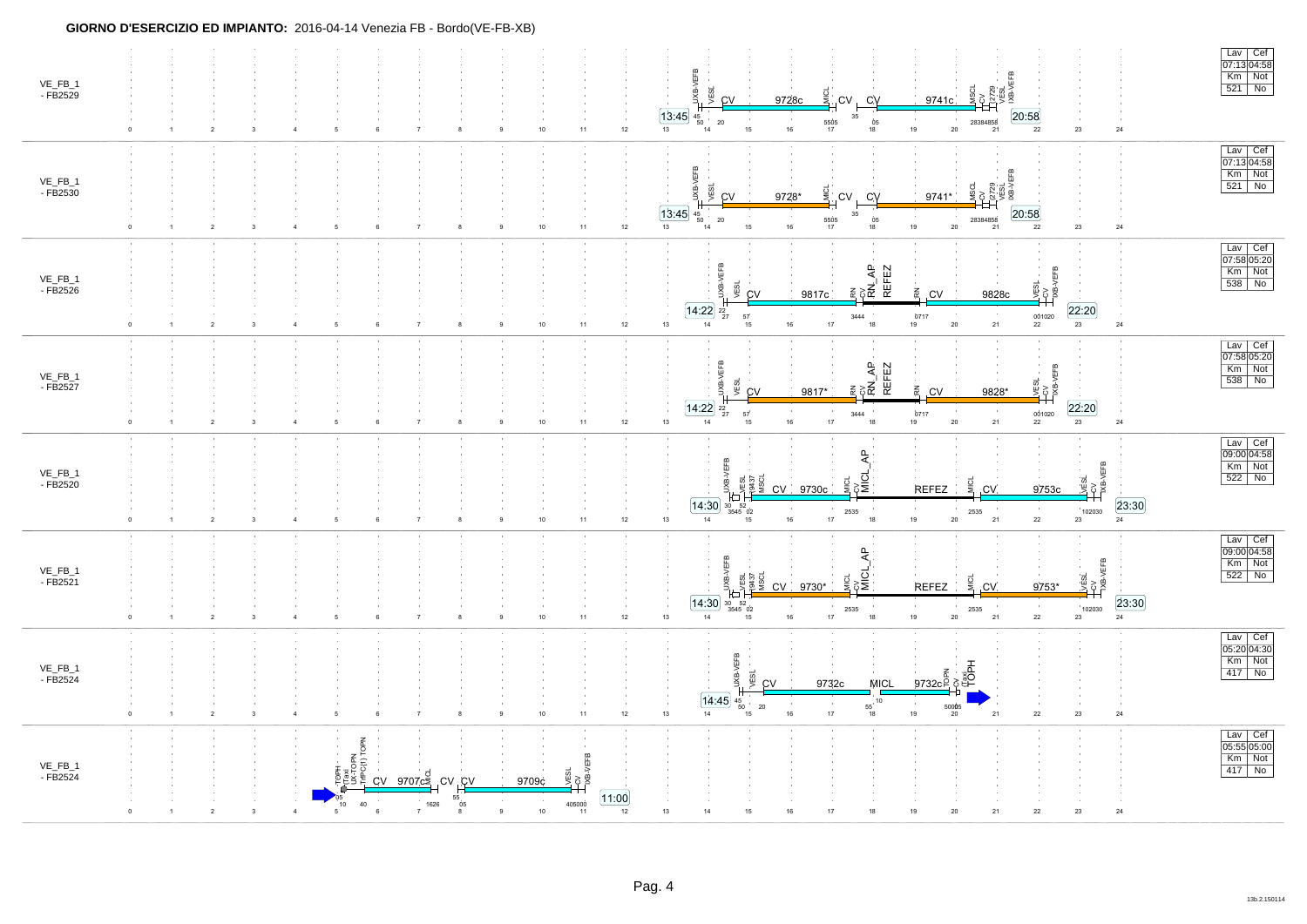**GIORNO D'ESERCIZIO ED IMPIANTO:** 2016-04-14 Venezia FB - Bordo(VE-FB-XB)

| Turno | Inizio | Servizi | Fine | Lav | Cef | Km | Not |
|---|---|---|---|---|---|---|---|
| VE_FB_1 - FB2529 | 13:45 | UXB-VEFB, VESL, CV, 9728c, MICL, CV, CV, 9741c, MSCL, CV, 2729, VESL, IXB-VEFB | 20:58 | 07:13 | 04:58 | 521 | No |
| VE_FB_1 - FB2530 | 13:45 | UXB-VEFB, VESL, CV, 9728*, MICL, CV, CV, 9741*, MSCL, CV, 2729, VESL, IXB-VEFB | 20:58 | 07:13 | 04:58 | 521 | No |
| VE_FB_1 - FB2526 | 14:22 | UXB-VEFB, VESL, CV, 9817c, RN, CV, RN_AP, REFEZ, RN, CV, 9828c, VESL, CV, IXB-VEFB | 22:20 | 07:58 | 05:20 | 538 | No |
| VE_FB_1 - FB2527 | 14:22 | UXB-VEFB, VESL, CV, 9817*, RN, CV, RN_AP, REFEZ, RN, CV, 9828*, VESL, CV, IXB-VEFB | 22:20 | 07:58 | 05:20 | 538 | No |
| VE_FB_1 - FB2520 | 14:30 | UXB-VEFB, VESL, 9437, MSCL, CV, 9730c, MICL, CV, MICL_AP, REFEZ, MICL, CV, 9753c, VESL, CV, IXB-VEFB | 23:30 | 09:00 | 04:58 | 522 | No |
| VE_FB_1 - FB2521 | 14:30 | UXB-VEFB, VESL, 9437, MSCL, CV, 9730*, MICL, CV, MICL_AP, REFEZ, MICL, CV, 9753*, VESL, CV, IXB-VEFB | 23:30 | 09:00 | 04:58 | 522 | No |
| VE_FB_1 - FB2524 | 14:45 | UXB-VEFB, VESL, CV, 9732c, MICL, 9732c, TOPN, CV, Taxi, TOPH | | 05:20 | 04:30 | 417 | No |
| VE_FB_1 - FB2524 | | TOPH, Taxi, UX-TOPN, TrPC(1) TOPN, CV, 9707c, MICL, CV, CV, 9709c, VESL, CV, IXB-VEFB | 11:00 | 05:55 | 05:00 | 417 | No |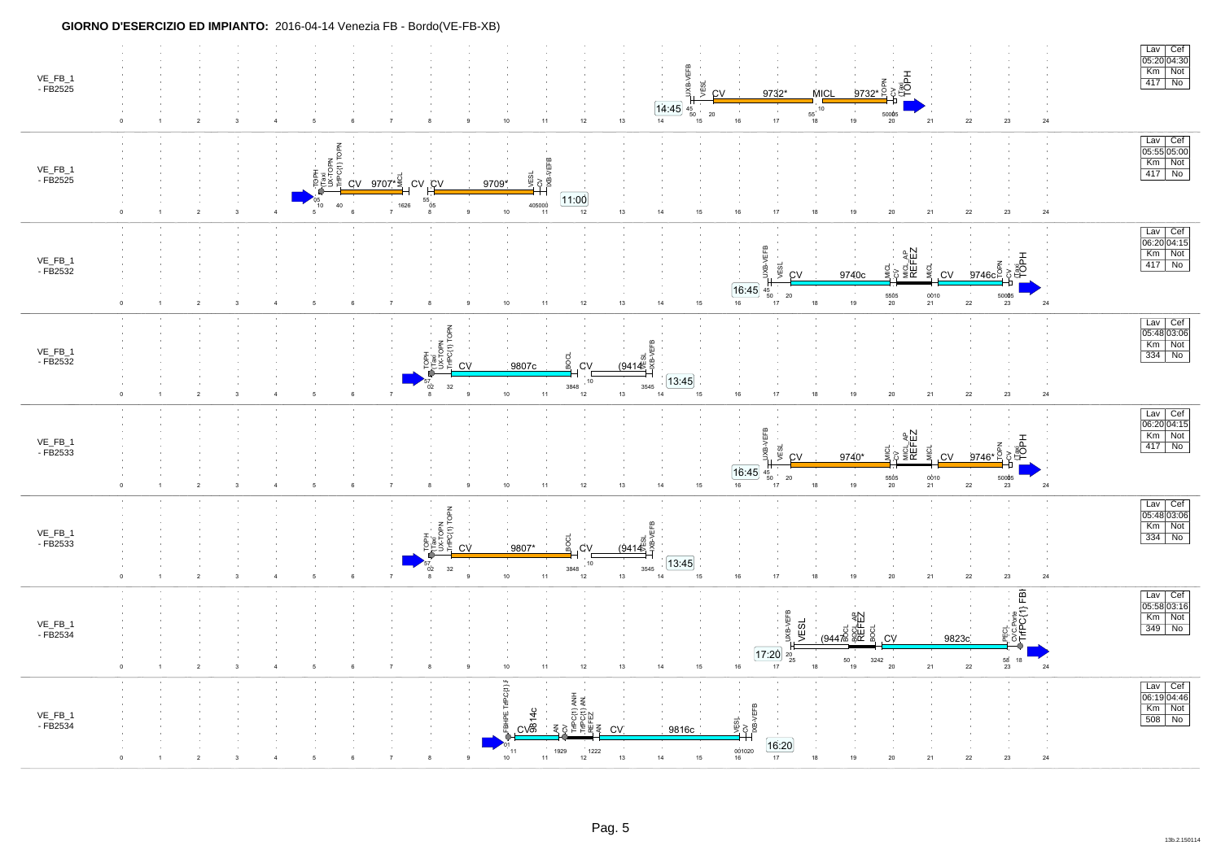**GIORNO D'ESERCIZIO ED IMPIANTO:** 2016-04-14 Venezia FB - Bordo(VE-FB-XB)

| Turno | Lav | Cef | Km | Not |
|---|---|---|---|---|
| VE_FB_1 - FB2525 | 05:20 | 04:30 | 417 | No |
| VE_FB_1 - FB2525 | 05:55 | 05:00 | 417 | No |
| VE_FB_1 - FB2532 | 06:20 | 04:15 | 417 | No |
| VE_FB_1 - FB2532 | 05:48 | 03:06 | 334 | No |
| VE_FB_1 - FB2533 | 06:20 | 04:15 | 417 | No |
| VE_FB_1 - FB2533 | 05:48 | 03:06 | 334 | No |
| VE_FB_1 - FB2534 | 05:58 | 03:16 | 349 | No |
| VE_FB_1 - FB2534 | 06:19 | 04:46 | 508 | No |

**VE_FB_1 - FB2525** (14:45): UXB-VEFB, VESL, CV 9732* MICL 9732* TOPN, CV, Taxi, TOPH

**VE_FB_1 - FB2525** (11:00): TOPH, Taxi, UX-TOPN, TrPC(1) TOPN, CV 9707* MICL, CV, CV 9709* VESL, CV, IXB-VEFB

**VE_FB_1 - FB2532** (16:45): UXB-VEFB, VESL, CV 9740c MICL, CV, MICL_AP, REFEZ, MICL, CV 9746c TOPN, CV, Taxi, TOPH

**VE_FB_1 - FB2532** (13:45): TOPH, Taxi, UX-TOPN, TrPC(1) TOPN, CV 9807c BOCL, CV (9414) VESL, IXB-VEFB

**VE_FB_1 - FB2533** (16:45): UXB-VEFB, VESL, CV 9740* MICL, CV, MICL_AP, REFEZ, MICL, CV 9746* TOPN, CV, Taxi, TOPH

**VE_FB_1 - FB2533** (13:45): TOPH, Taxi, UX-TOPN, TrPC(1) TOPN, CV 9807* BOCL, CV (9414) VESL, IXB-VEFB

**VE_FB_1 - FB2534** (17:20): UXB-VEFB, VESL, (9447) BOCL, BOCL_AP, REFEZ, BOCL, CV 9823c FICL, CVC Porte, TrPC(1) FBI

**VE_FB_1 - FB2534** (16:20): FBHPE TrPC(1) F, CV 9814c AN, CV, TrPC(1) ANH, TrPC(1) AN, REFEZ, AN, CV 9816c VESL, CV, IXB-VEFB

13b.2.150114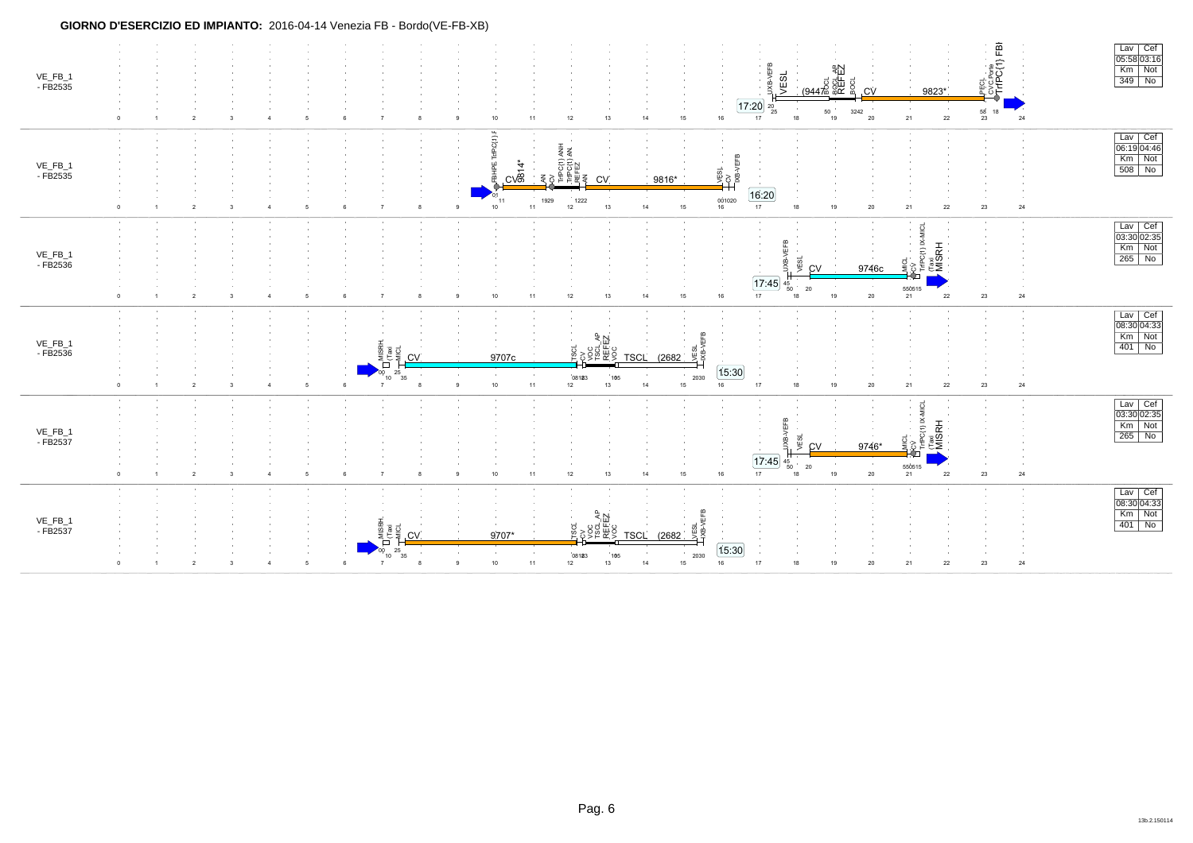**GIORNO D'ESERCIZIO ED IMPIANTO:** 2016-04-14 Venezia FB - Bordo(VE-FB-XB)

VE_FB_1
- FB2535

UXB-VEFB VESL (9447) BOCL BOCL_AP REFEZ BOCL CV 9823* PECL CVC Perse TrPC(1) FBI

17:20 20 25 50 3242 58 18

| Lav | Cef |
|---|---|
| 05:58 | 03:16 |
| Km | Not |
| 349 | No |

VE_FB_1
- FB2535

FBHPE TrPC(1) F CV 814* AN CV TrPC(1) ANH TrPC(1) AN REFEZ AN CV 9816* VESL CV IXB-VEFB

01 11 1929 1222 001020 16:20

| Lav | Cef |
|---|---|
| 06:19 | 04:46 |
| Km | Not |
| 508 | No |

VE_FB_1
- FB2536

UXB-VEFB VESL CV 9746c MICL CV TrPC(1) IX-MICL (Taxi) MISRH

17:45 45 50 20 550615

| Lav | Cef |
|---|---|
| 03:30 | 02:35 |
| Km | Not |
| 265 | No |

VE_FB_1
- FB2536

MISRH (Taxi) MICL CV 9707c TSCL CV VOC TSCL_AP REFEZ VOC TSCL (2682) VESL IXB-VEFB

00 10 25 35 08183 1055 2030 15:30

| Lav | Cef |
|---|---|
| 08:30 | 04:33 |
| Km | Not |
| 401 | No |

VE_FB_1
- FB2537

UXB-VEFB VESL CV 9746* MICL CV TrPC(1) IX-MICL (Taxi) MISRH

17:45 45 50 20 550615

| Lav | Cef |
|---|---|
| 03:30 | 02:35 |
| Km | Not |
| 265 | No |

VE_FB_1
- FB2537

MISRH (Taxi) MICL CV 9707* TSCL CV VOC TSCL_AP REFEZ VOC TSCL (2682) VESL IXB-VEFB

00 10 25 35 08183 1055 2030 15:30

| Lav | Cef |
|---|---|
| 08:30 | 04:33 |
| Km | Not |
| 401 | No |

0 1 2 3 4 5 6 7 8 9 10 11 12 13 14 15 16 17 18 19 20 21 22 23 24

Pag. 6

13b.2.150114